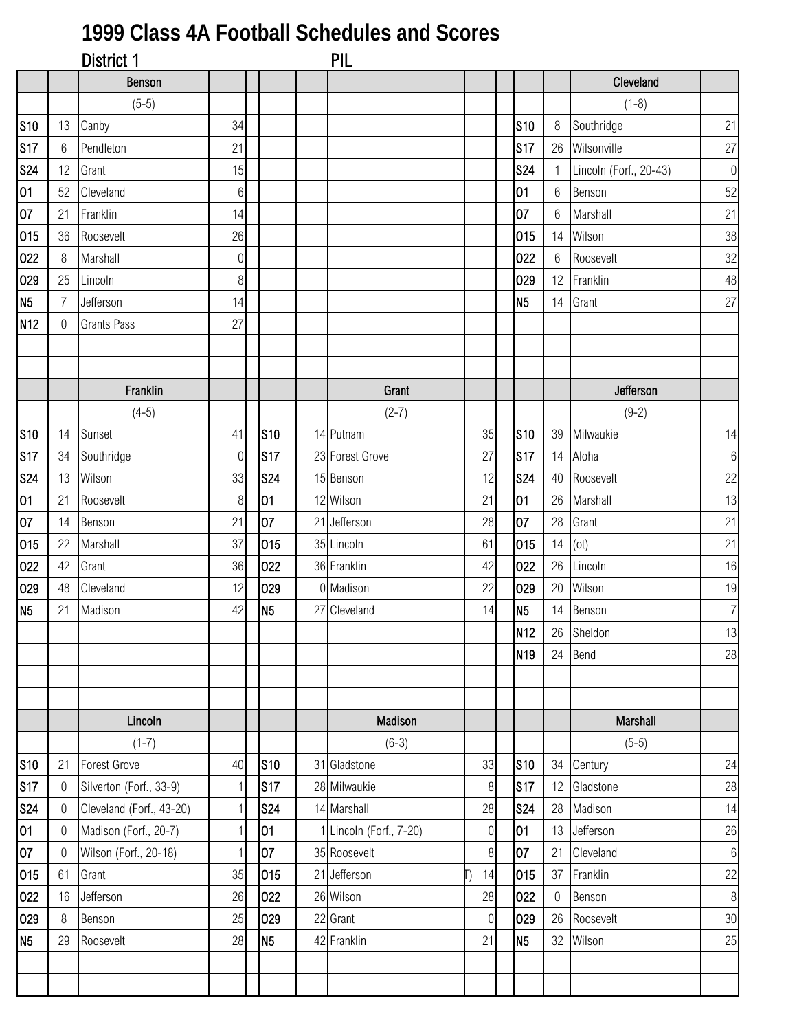# 1999 Class 4A Football Schedules and Scores

## District 1 PIL

| | | Benson | | | | | | | | | | Cleveland | |
|---|---|---|---|---|---|---|---|---|---|---|---|---|---|
| | | (5-5) | | | | | | | | | | (1-8) | |
| S10 | 13 | Canby | 34 | | | | | | | S10 | 8 | Southridge | 21 |
| S17 | 6 | Pendleton | 21 | | | | | | | S17 | 26 | Wilsonville | 27 |
| S24 | 12 | Grant | 15 | | | | | | | S24 | 1 | Lincoln (Forf., 20-43) | 0 |
| O1 | 52 | Cleveland | 6 | | | | | | | O1 | 6 | Benson | 52 |
| O7 | 21 | Franklin | 14 | | | | | | | O7 | 6 | Marshall | 21 |
| O15 | 36 | Roosevelt | 26 | | | | | | | O15 | 14 | Wilson | 38 |
| O22 | 8 | Marshall | 0 | | | | | | | O22 | 6 | Roosevelt | 32 |
| O29 | 25 | Lincoln | 8 | | | | | | | O29 | 12 | Franklin | 48 |
| N5 | 7 | Jefferson | 14 | | | | | | | N5 | 14 | Grant | 27 |
| N12 | 0 | Grants Pass | 27 | | | | | | | | | | |
| | | | | | | | | | | | | | |
| | | | | | | | | | | | | | |
| | | Franklin | | | | | Grant | | | | | Jefferson | |
| | | (4-5) | | | | | (2-7) | | | | | (9-2) | |
| S10 | 14 | Sunset | 41 | | S10 | 14 | Putnam | 35 | | S10 | 39 | Milwaukie | 14 |
| S17 | 34 | Southridge | 0 | | S17 | 23 | Forest Grove | 27 | | S17 | 14 | Aloha | 6 |
| S24 | 13 | Wilson | 33 | | S24 | 15 | Benson | 12 | | S24 | 40 | Roosevelt | 22 |
| O1 | 21 | Roosevelt | 8 | | O1 | 12 | Wilson | 21 | | O1 | 26 | Marshall | 13 |
| O7 | 14 | Benson | 21 | | O7 | 21 | Jefferson | 28 | | O7 | 28 | Grant | 21 |
| O15 | 22 | Marshall | 37 | | O15 | 35 | Lincoln | 61 | | O15 | 14 | (ot) | 21 |
| O22 | 42 | Grant | 36 | | O22 | 36 | Franklin | 42 | | O22 | 26 | Lincoln | 16 |
| O29 | 48 | Cleveland | 12 | | O29 | 0 | Madison | 22 | | O29 | 20 | Wilson | 19 |
| N5 | 21 | Madison | 42 | | N5 | 27 | Cleveland | 14 | | N5 | 14 | Benson | 7 |
| | | | | | | | | | | N12 | 26 | Sheldon | 13 |
| | | | | | | | | | | N19 | 24 | Bend | 28 |
| | | | | | | | | | | | | | |
| | | | | | | | | | | | | | |
| | | Lincoln | | | | | Madison | | | | | Marshall | |
| | | (1-7) | | | | | (6-3) | | | | | (5-5) | |
| S10 | 21 | Forest Grove | 40 | | S10 | 31 | Gladstone | 33 | | S10 | 34 | Century | 24 |
| S17 | 0 | Silverton (Forf., 33-9) | 1 | | S17 | 28 | Milwaukie | 8 | | S17 | 12 | Gladstone | 28 |
| S24 | 0 | Cleveland (Forf., 43-20) | 1 | | S24 | 14 | Marshall | 28 | | S24 | 28 | Madison | 14 |
| O1 | 0 | Madison (Forf., 20-7) | 1 | | O1 | 1 | Lincoln (Forf., 7-20) | 0 | | O1 | 13 | Jefferson | 26 |
| O7 | 0 | Wilson (Forf., 20-18) | 1 | | O7 | 35 | Roosevelt | 8 | | O7 | 21 | Cleveland | 6 |
| O15 | 61 | Grant | 35 | | O15 | 21 | Jefferson | (OT) 14 | | O15 | 37 | Franklin | 22 |
| O22 | 16 | Jefferson | 26 | | O22 | 26 | Wilson | 28 | | O22 | 0 | Benson | 8 |
| O29 | 8 | Benson | 25 | | O29 | 22 | Grant | 0 | | O29 | 26 | Roosevelt | 30 |
| N5 | 29 | Roosevelt | 28 | | N5 | 42 | Franklin | 21 | | N5 | 32 | Wilson | 25 |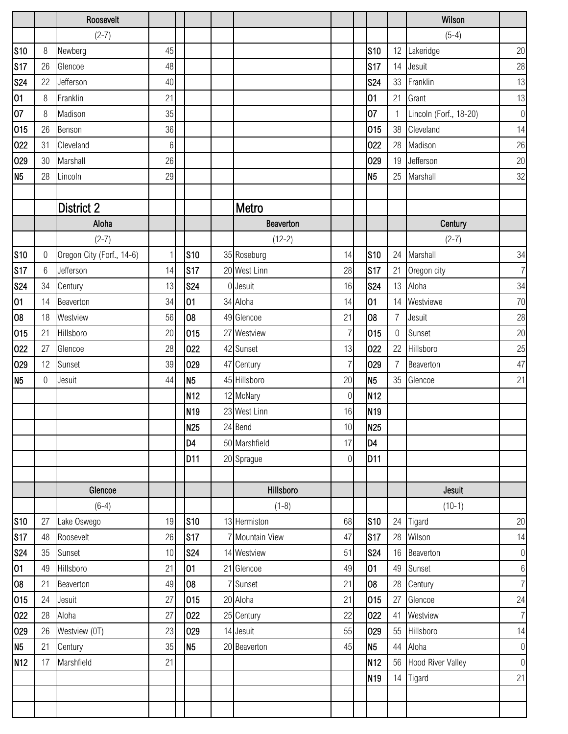### Roosevelt

(2-7)

| Date | Score | Opponent | Opp. Score |
|---|---|---|---|
| S10 | 8 | Newberg | 45 |
| S17 | 26 | Glencoe | 48 |
| S24 | 22 | Jefferson | 40 |
| O1 | 8 | Franklin | 21 |
| O7 | 8 | Madison | 35 |
| O15 | 26 | Benson | 36 |
| O22 | 31 | Cleveland | 6 |
| O29 | 30 | Marshall | 26 |
| N5 | 28 | Lincoln | 29 |

### Wilson

(5-4)

| Date | Score | Opponent | Opp. Score |
|---|---|---|---|
| S10 | 12 | Lakeridge | 20 |
| S17 | 14 | Jesuit | 28 |
| S24 | 33 | Franklin | 13 |
| O1 | 21 | Grant | 13 |
| O7 | 1 | Lincoln (Forf., 18-20) | 0 |
| O15 | 38 | Cleveland | 14 |
| O22 | 28 | Madison | 26 |
| O29 | 19 | Jefferson | 20 |
| N5 | 25 | Marshall | 32 |

## District 2

## Metro

### Aloha

(2-7)

| Date | Score | Opponent | Opp. Score |
|---|---|---|---|
| S10 | 0 | Oregon City (Forf., 14-6) | 1 |
| S17 | 6 | Jefferson | 14 |
| S24 | 34 | Century | 13 |
| O1 | 14 | Beaverton | 34 |
| O8 | 18 | Westview | 56 |
| O15 | 21 | Hillsboro | 20 |
| O22 | 27 | Glencoe | 28 |
| O29 | 12 | Sunset | 39 |
| N5 | 0 | Jesuit | 44 |

### Beaverton

(12-2)

| Date | Score | Opponent | Opp. Score |
|---|---|---|---|
| S10 | 35 | Roseburg | 14 |
| S17 | 20 | West Linn | 28 |
| S24 | 0 | Jesuit | 16 |
| O1 | 34 | Aloha | 14 |
| O8 | 49 | Glencoe | 21 |
| O15 | 27 | Westview | 7 |
| O22 | 42 | Sunset | 13 |
| O29 | 47 | Century | 7 |
| N5 | 45 | Hillsboro | 20 |
| N12 | 12 | McNary | 0 |
| N19 | 23 | West Linn | 16 |
| N25 | 24 | Bend | 10 |
| D4 | 50 | Marshfield | 17 |
| D11 | 20 | Sprague | 0 |

### Century

(2-7)

| Date | Score | Opponent | Opp. Score |
|---|---|---|---|
| S10 | 24 | Marshall | 34 |
| S17 | 21 | Oregon city | 7 |
| S24 | 13 | Aloha | 34 |
| O1 | 14 | Westviewe | 70 |
| O8 | 7 | Jesuit | 28 |
| O15 | 0 | Sunset | 20 |
| O22 | 22 | Hillsboro | 25 |
| O29 | 7 | Beaverton | 47 |
| N5 | 35 | Glencoe | 21 |
| N12 | | | |
| N19 | | | |
| N25 | | | |
| D4 | | | |
| D11 | | | |

### Glencoe

(6-4)

| Date | Score | Opponent | Opp. Score |
|---|---|---|---|
| S10 | 27 | Lake Oswego | 19 |
| S17 | 48 | Roosevelt | 26 |
| S24 | 35 | Sunset | 10 |
| O1 | 49 | Hillsboro | 21 |
| O8 | 21 | Beaverton | 49 |
| O15 | 24 | Jesuit | 27 |
| O22 | 28 | Aloha | 27 |
| O29 | 26 | Westview (OT) | 23 |
| N5 | 21 | Century | 35 |
| N12 | 17 | Marshfield | 21 |

### Hillsboro

(1-8)

| Date | Score | Opponent | Opp. Score |
|---|---|---|---|
| S10 | 13 | Hermiston | 68 |
| S17 | 7 | Mountain View | 47 |
| S24 | 14 | Westview | 51 |
| O1 | 21 | Glencoe | 49 |
| O8 | 7 | Sunset | 21 |
| O15 | 20 | Aloha | 21 |
| O22 | 25 | Century | 22 |
| O29 | 14 | Jesuit | 55 |
| N5 | 20 | Beaverton | 45 |

### Jesuit

(10-1)

| Date | Score | Opponent | Opp. Score |
|---|---|---|---|
| S10 | 24 | Tigard | 20 |
| S17 | 28 | Wilson | 14 |
| S24 | 16 | Beaverton | 0 |
| O1 | 49 | Sunset | 6 |
| O8 | 28 | Century | 7 |
| O15 | 27 | Glencoe | 24 |
| O22 | 41 | Westview | 7 |
| O29 | 55 | Hillsboro | 14 |
| N5 | 44 | Aloha | 0 |
| N12 | 56 | Hood River Valley | 0 |
| N19 | 14 | Tigard | 21 |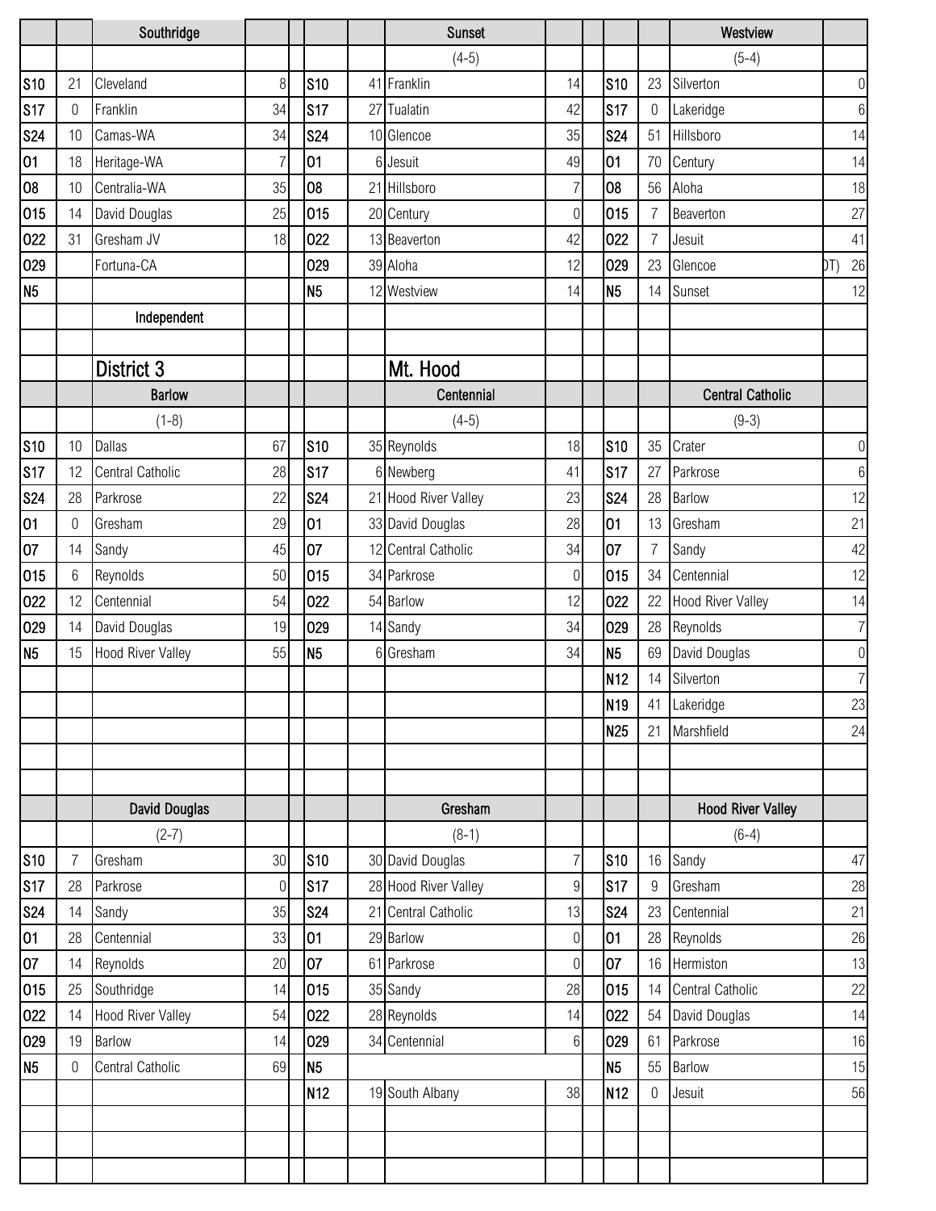| | | Southridge | | | | | Sunset | | | | | Westview | |
|---|---|---|---|---|---|---|---|---|---|---|---|---|---|
| | | | | | | | (4-5) | | | | | (5-4) | |
| S10 | 21 | Cleveland | 8 | | S10 | 41 | Franklin | 14 | | S10 | 23 | Silverton | 0 |
| S17 | 0 | Franklin | 34 | | S17 | 27 | Tualatin | 42 | | S17 | 0 | Lakeridge | 6 |
| S24 | 10 | Camas-WA | 34 | | S24 | 10 | Glencoe | 35 | | S24 | 51 | Hillsboro | 14 |
| O1 | 18 | Heritage-WA | 7 | | O1 | 6 | Jesuit | 49 | | O1 | 70 | Century | 14 |
| O8 | 10 | Centralia-WA | 35 | | O8 | 21 | Hillsboro | 7 | | O8 | 56 | Aloha | 18 |
| O15 | 14 | David Douglas | 25 | | O15 | 20 | Century | 0 | | O15 | 7 | Beaverton | 27 |
| O22 | 31 | Gresham JV | 18 | | O22 | 13 | Beaverton | 42 | | O22 | 7 | Jesuit | 41 |
| O29 | | Fortuna-CA | | | O29 | 39 | Aloha | 12 | | O29 | 23 | Glencoe (OT) | 26 |
| N5 | | | | | N5 | 12 | Westview | 14 | | N5 | 14 | Sunset | 12 |
| | | Independent | | | | | | | | | | | |

## District 3

## Mt. Hood

| | | Barlow | | | | | Centennial | | | | | Central Catholic | |
|---|---|---|---|---|---|---|---|---|---|---|---|---|---|
| | | (1-8) | | | | | (4-5) | | | | | (9-3) | |
| S10 | 10 | Dallas | 67 | | S10 | 35 | Reynolds | 18 | | S10 | 35 | Crater | 0 |
| S17 | 12 | Central Catholic | 28 | | S17 | 6 | Newberg | 41 | | S17 | 27 | Parkrose | 6 |
| S24 | 28 | Parkrose | 22 | | S24 | 21 | Hood River Valley | 23 | | S24 | 28 | Barlow | 12 |
| O1 | 0 | Gresham | 29 | | O1 | 33 | David Douglas | 28 | | O1 | 13 | Gresham | 21 |
| O7 | 14 | Sandy | 45 | | O7 | 12 | Central Catholic | 34 | | O7 | 7 | Sandy | 42 |
| O15 | 6 | Reynolds | 50 | | O15 | 34 | Parkrose | 0 | | O15 | 34 | Centennial | 12 |
| O22 | 12 | Centennial | 54 | | O22 | 54 | Barlow | 12 | | O22 | 22 | Hood River Valley | 14 |
| O29 | 14 | David Douglas | 19 | | O29 | 14 | Sandy | 34 | | O29 | 28 | Reynolds | 7 |
| N5 | 15 | Hood River Valley | 55 | | N5 | 6 | Gresham | 34 | | N5 | 69 | David Douglas | 0 |
| | | | | | | | | | | N12 | 14 | Silverton | 7 |
| | | | | | | | | | | N19 | 41 | Lakeridge | 23 |
| | | | | | | | | | | N25 | 21 | Marshfield | 24 |

| | | David Douglas | | | | | Gresham | | | | | Hood River Valley | |
|---|---|---|---|---|---|---|---|---|---|---|---|---|---|
| | | (2-7) | | | | | (8-1) | | | | | (6-4) | |
| S10 | 7 | Gresham | 30 | | S10 | 30 | David Douglas | 7 | | S10 | 16 | Sandy | 47 |
| S17 | 28 | Parkrose | 0 | | S17 | 28 | Hood River Valley | 9 | | S17 | 9 | Gresham | 28 |
| S24 | 14 | Sandy | 35 | | S24 | 21 | Central Catholic | 13 | | S24 | 23 | Centennial | 21 |
| O1 | 28 | Centennial | 33 | | O1 | 29 | Barlow | 0 | | O1 | 28 | Reynolds | 26 |
| O7 | 14 | Reynolds | 20 | | O7 | 61 | Parkrose | 0 | | O7 | 16 | Hermiston | 13 |
| O15 | 25 | Southridge | 14 | | O15 | 35 | Sandy | 28 | | O15 | 14 | Central Catholic | 22 |
| O22 | 14 | Hood River Valley | 54 | | O22 | 28 | Reynolds | 14 | | O22 | 54 | David Douglas | 14 |
| O29 | 19 | Barlow | 14 | | O29 | 34 | Centennial | 6 | | O29 | 61 | Parkrose | 16 |
| N5 | 0 | Central Catholic | 69 | | N5 | | | | | N5 | 55 | Barlow | 15 |
| | | | | | N12 | 19 | South Albany | 38 | | N12 | 0 | Jesuit | 56 |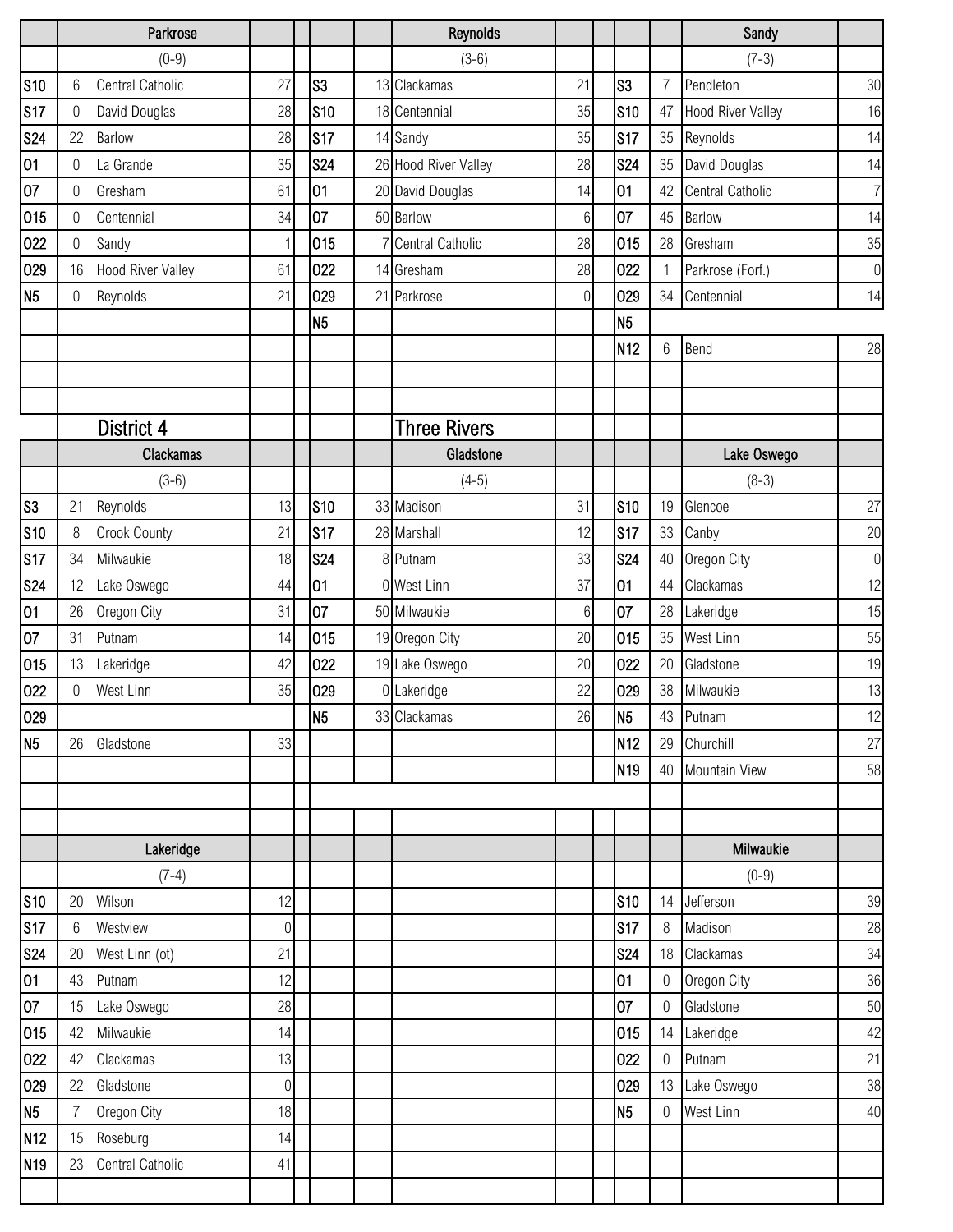## Parkrose

(0-9)

| Date | Score | Opponent | Opp |
|---|---|---|---|
| S10 | 6 | Central Catholic | 27 |
| S17 | 0 | David Douglas | 28 |
| S24 | 22 | Barlow | 28 |
| O1 | 0 | La Grande | 35 |
| O7 | 0 | Gresham | 61 |
| O15 | 0 | Centennial | 34 |
| O22 | 0 | Sandy | 1 |
| O29 | 16 | Hood River Valley | 61 |
| N5 | 0 | Reynolds | 21 |

## Reynolds

(3-6)

| Date | Score | Opponent | Opp |
|---|---|---|---|
| S3 | 13 | Clackamas | 21 |
| S10 | 18 | Centennial | 35 |
| S17 | 14 | Sandy | 35 |
| S24 | 26 | Hood River Valley | 28 |
| O1 | 20 | David Douglas | 14 |
| O7 | 50 | Barlow | 6 |
| O15 | 7 | Central Catholic | 28 |
| O22 | 14 | Gresham | 28 |
| O29 | 21 | Parkrose | 0 |
| N5 | | | |

## Sandy

(7-3)

| Date | Score | Opponent | Opp |
|---|---|---|---|
| S3 | 7 | Pendleton | 30 |
| S10 | 47 | Hood River Valley | 16 |
| S17 | 35 | Reynolds | 14 |
| S24 | 35 | David Douglas | 14 |
| O1 | 42 | Central Catholic | 7 |
| O7 | 45 | Barlow | 14 |
| O15 | 28 | Gresham | 35 |
| O22 | 1 | Parkrose (Forf.) | 0 |
| O29 | 34 | Centennial | 14 |
| N5 | | | |
| N12 | 6 | Bend | 28 |

# District 4

## Clackamas

(3-6)

| Date | Score | Opponent | Opp |
|---|---|---|---|
| S3 | 21 | Reynolds | 13 |
| S10 | 8 | Crook County | 21 |
| S17 | 34 | Milwaukie | 18 |
| S24 | 12 | Lake Oswego | 44 |
| O1 | 26 | Oregon City | 31 |
| O7 | 31 | Putnam | 14 |
| O15 | 13 | Lakeridge | 42 |
| O22 | 0 | West Linn | 35 |
| O29 | | | |
| N5 | 26 | Gladstone | 33 |

# Three Rivers

## Gladstone

(4-5)

| Date | Score | Opponent | Opp |
|---|---|---|---|
| S10 | 33 | Madison | 31 |
| S17 | 28 | Marshall | 12 |
| S24 | 8 | Putnam | 33 |
| O1 | 0 | West Linn | 37 |
| O7 | 50 | Milwaukie | 6 |
| O15 | 19 | Oregon City | 20 |
| O22 | 19 | Lake Oswego | 20 |
| O29 | 0 | Lakeridge | 22 |
| N5 | 33 | Clackamas | 26 |

## Lake Oswego

(8-3)

| Date | Score | Opponent | Opp |
|---|---|---|---|
| S10 | 19 | Glencoe | 27 |
| S17 | 33 | Canby | 20 |
| S24 | 40 | Oregon City | 0 |
| O1 | 44 | Clackamas | 12 |
| O7 | 28 | Lakeridge | 15 |
| O15 | 35 | West Linn | 55 |
| O22 | 20 | Gladstone | 19 |
| O29 | 38 | Milwaukie | 13 |
| N5 | 43 | Putnam | 12 |
| N12 | 29 | Churchill | 27 |
| N19 | 40 | Mountain View | 58 |

## Lakeridge

(7-4)

| Date | Score | Opponent | Opp |
|---|---|---|---|
| S10 | 20 | Wilson | 12 |
| S17 | 6 | Westview | 0 |
| S24 | 20 | West Linn (ot) | 21 |
| O1 | 43 | Putnam | 12 |
| O7 | 15 | Lake Oswego | 28 |
| O15 | 42 | Milwaukie | 14 |
| O22 | 42 | Clackamas | 13 |
| O29 | 22 | Gladstone | 0 |
| N5 | 7 | Oregon City | 18 |
| N12 | 15 | Roseburg | 14 |
| N19 | 23 | Central Catholic | 41 |

## Milwaukie

(0-9)

| Date | Score | Opponent | Opp |
|---|---|---|---|
| S10 | 14 | Jefferson | 39 |
| S17 | 8 | Madison | 28 |
| S24 | 18 | Clackamas | 34 |
| O1 | 0 | Oregon City | 36 |
| O7 | 0 | Gladstone | 50 |
| O15 | 14 | Lakeridge | 42 |
| O22 | 0 | Putnam | 21 |
| O29 | 13 | Lake Oswego | 38 |
| N5 | 0 | West Linn | 40 |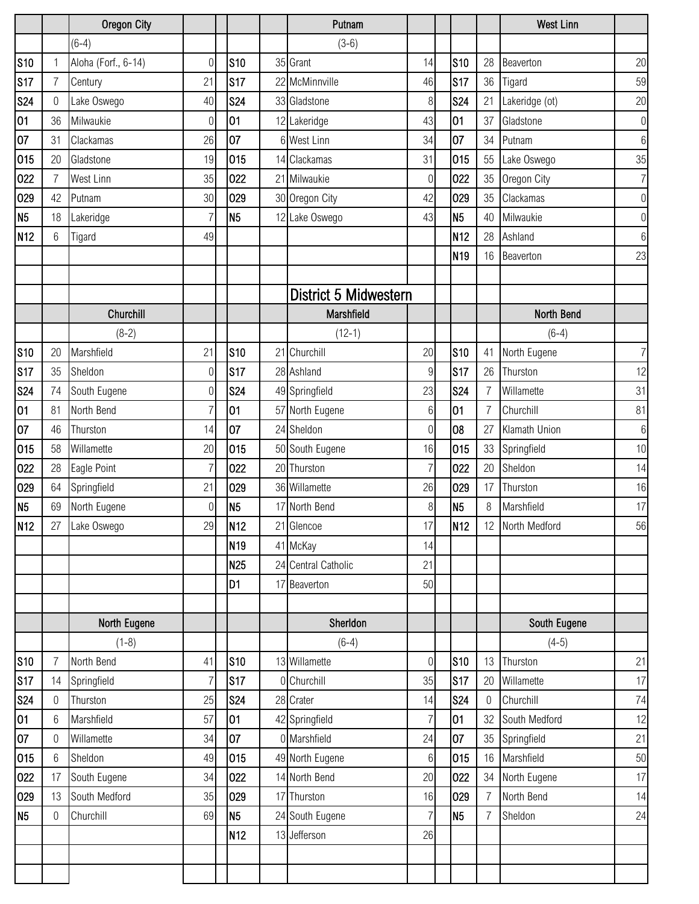### Oregon City

(6-4)

| Date | Score | Opponent | Opp. Score |
|---|---|---|---|
| S10 | 1 | Aloha (Forf., 6-14) | 0 |
| S17 | 7 | Century | 21 |
| S24 | 0 | Lake Oswego | 40 |
| O1 | 36 | Milwaukie | 0 |
| O7 | 31 | Clackamas | 26 |
| O15 | 20 | Gladstone | 19 |
| O22 | 7 | West Linn | 35 |
| O29 | 42 | Putnam | 30 |
| N5 | 18 | Lakeridge | 7 |
| N12 | 6 | Tigard | 49 |

### Putnam

(3-6)

| Date | Score | Opponent | Opp. Score |
|---|---|---|---|
| S10 | 35 | Grant | 14 |
| S17 | 22 | McMinnville | 46 |
| S24 | 33 | Gladstone | 8 |
| O1 | 12 | Lakeridge | 43 |
| O7 | 6 | West Linn | 34 |
| O15 | 14 | Clackamas | 31 |
| O22 | 21 | Milwaukie | 0 |
| O29 | 30 | Oregon City | 42 |
| N5 | 12 | Lake Oswego | 43 |

### West Linn

| Date | Score | Opponent | Opp. Score |
|---|---|---|---|
| S10 | 28 | Beaverton | 20 |
| S17 | 36 | Tigard | 59 |
| S24 | 21 | Lakeridge (ot) | 20 |
| O1 | 37 | Gladstone | 0 |
| O7 | 34 | Putnam | 6 |
| O15 | 55 | Lake Oswego | 35 |
| O22 | 35 | Oregon City | 7 |
| O29 | 35 | Clackamas | 0 |
| N5 | 40 | Milwaukie | 0 |
| N12 | 28 | Ashland | 6 |
| N19 | 16 | Beaverton | 23 |

## District 5 Midwestern

### Churchill

(8-2)

| Date | Score | Opponent | Opp. Score |
|---|---|---|---|
| S10 | 20 | Marshfield | 21 |
| S17 | 35 | Sheldon | 0 |
| S24 | 74 | South Eugene | 0 |
| O1 | 81 | North Bend | 7 |
| O7 | 46 | Thurston | 14 |
| O15 | 58 | Willamette | 20 |
| O22 | 28 | Eagle Point | 7 |
| O29 | 64 | Springfield | 21 |
| N5 | 69 | North Eugene | 0 |
| N12 | 27 | Lake Oswego | 29 |

### Marshfield

(12-1)

| Date | Score | Opponent | Opp. Score |
|---|---|---|---|
| S10 | 21 | Churchill | 20 |
| S17 | 28 | Ashland | 9 |
| S24 | 49 | Springfield | 23 |
| O1 | 57 | North Eugene | 6 |
| O7 | 24 | Sheldon | 0 |
| O15 | 50 | South Eugene | 16 |
| O22 | 20 | Thurston | 7 |
| O29 | 36 | Willamette | 26 |
| N5 | 17 | North Bend | 8 |
| N12 | 21 | Glencoe | 17 |
| N19 | 41 | McKay | 14 |
| N25 | 24 | Central Catholic | 21 |
| D1 | 17 | Beaverton | 50 |

### North Bend

(6-4)

| Date | Score | Opponent | Opp. Score |
|---|---|---|---|
| S10 | 41 | North Eugene | 7 |
| S17 | 26 | Thurston | 12 |
| S24 | 7 | Willamette | 31 |
| O1 | 7 | Churchill | 81 |
| O8 | 27 | Klamath Union | 6 |
| O15 | 33 | Springfield | 10 |
| O22 | 20 | Sheldon | 14 |
| O29 | 17 | Thurston | 16 |
| N5 | 8 | Marshfield | 17 |
| N12 | 12 | North Medford | 56 |

### North Eugene

(1-8)

| Date | Score | Opponent | Opp. Score |
|---|---|---|---|
| S10 | 7 | North Bend | 41 |
| S17 | 14 | Springfield | 7 |
| S24 | 0 | Thurston | 25 |
| O1 | 6 | Marshfield | 57 |
| O7 | 0 | Willamette | 34 |
| O15 | 6 | Sheldon | 49 |
| O22 | 17 | South Eugene | 34 |
| O29 | 13 | South Medford | 35 |
| N5 | 0 | Churchill | 69 |

### Sherldon

(6-4)

| Date | Score | Opponent | Opp. Score |
|---|---|---|---|
| S10 | 13 | Willamette | 0 |
| S17 | 0 | Churchill | 35 |
| S24 | 28 | Crater | 14 |
| O1 | 42 | Springfield | 7 |
| O7 | 0 | Marshfield | 24 |
| O15 | 49 | North Eugene | 6 |
| O22 | 14 | North Bend | 20 |
| O29 | 17 | Thurston | 16 |
| N5 | 24 | South Eugene | 7 |
| N12 | 13 | Jefferson | 26 |

### South Eugene

(4-5)

| Date | Score | Opponent | Opp. Score |
|---|---|---|---|
| S10 | 13 | Thurston | 21 |
| S17 | 20 | Willamette | 17 |
| S24 | 0 | Churchill | 74 |
| O1 | 32 | South Medford | 12 |
| O7 | 35 | Springfield | 21 |
| O15 | 16 | Marshfield | 50 |
| O22 | 34 | North Eugene | 17 |
| O29 | 7 | North Bend | 14 |
| N5 | 7 | Sheldon | 24 |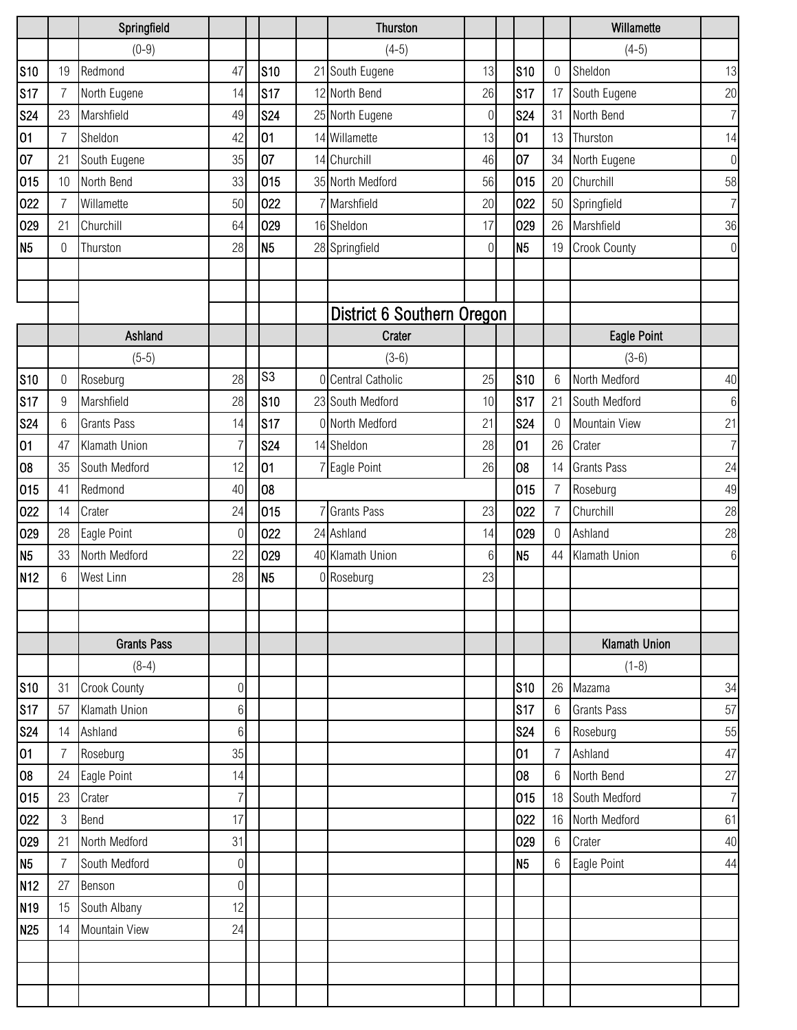### Springfield

(0-9)

| Date | Score | Opponent | Opp |
|---|---|---|---|
| S10 | 19 | Redmond | 47 |
| S17 | 7 | North Eugene | 14 |
| S24 | 23 | Marshfield | 49 |
| O1 | 7 | Sheldon | 42 |
| O7 | 21 | South Eugene | 35 |
| O15 | 10 | North Bend | 33 |
| O22 | 7 | Willamette | 50 |
| O29 | 21 | Churchill | 64 |
| N5 | 0 | Thurston | 28 |

### Thurston

(4-5)

| Date | Score | Opponent | Opp |
|---|---|---|---|
| S10 | 21 | South Eugene | 13 |
| S17 | 12 | North Bend | 26 |
| S24 | 25 | North Eugene | 0 |
| O1 | 14 | Willamette | 13 |
| O7 | 14 | Churchill | 46 |
| O15 | 35 | North Medford | 56 |
| O22 | 7 | Marshfield | 20 |
| O29 | 16 | Sheldon | 17 |
| N5 | 28 | Springfield | 0 |

### Willamette

(4-5)

| Date | Score | Opponent | Opp |
|---|---|---|---|
| S10 | 0 | Sheldon | 13 |
| S17 | 17 | South Eugene | 20 |
| S24 | 31 | North Bend | 7 |
| O1 | 13 | Thurston | 14 |
| O7 | 34 | North Eugene | 0 |
| O15 | 20 | Churchill | 58 |
| O22 | 50 | Springfield | 7 |
| O29 | 26 | Marshfield | 36 |
| N5 | 19 | Crook County | 0 |

## District 6 Southern Oregon

### Ashland

(5-5)

| Date | Score | Opponent | Opp |
|---|---|---|---|
| S10 | 0 | Roseburg | 28 |
| S17 | 9 | Marshfield | 28 |
| S24 | 6 | Grants Pass | 14 |
| O1 | 47 | Klamath Union | 7 |
| O8 | 35 | South Medford | 12 |
| O15 | 41 | Redmond | 40 |
| O22 | 14 | Crater | 24 |
| O29 | 28 | Eagle Point | 0 |
| N5 | 33 | North Medford | 22 |
| N12 | 6 | West Linn | 28 |

### Crater

(3-6)

| Date | Score | Opponent | Opp |
|---|---|---|---|
| S3 | 0 | Central Catholic | 25 |
| S10 | 23 | South Medford | 10 |
| S17 | 0 | North Medford | 21 |
| S24 | 14 | Sheldon | 28 |
| O1 | 7 | Eagle Point | 26 |
| O8 | | | |
| O15 | 7 | Grants Pass | 23 |
| O22 | 24 | Ashland | 14 |
| O29 | 40 | Klamath Union | 6 |
| N5 | 0 | Roseburg | 23 |

### Eagle Point

(3-6)

| Date | Score | Opponent | Opp |
|---|---|---|---|
| S10 | 6 | North Medford | 40 |
| S17 | 21 | South Medford | 6 |
| S24 | 0 | Mountain View | 21 |
| O1 | 26 | Crater | 7 |
| O8 | 14 | Grants Pass | 24 |
| O15 | 7 | Roseburg | 49 |
| O22 | 7 | Churchill | 28 |
| O29 | 0 | Ashland | 28 |
| N5 | 44 | Klamath Union | 6 |

### Grants Pass

(8-4)

| Date | Score | Opponent | Opp |
|---|---|---|---|
| S10 | 31 | Crook County | 0 |
| S17 | 57 | Klamath Union | 6 |
| S24 | 14 | Ashland | 6 |
| O1 | 7 | Roseburg | 35 |
| O8 | 24 | Eagle Point | 14 |
| O15 | 23 | Crater | 7 |
| O22 | 3 | Bend | 17 |
| O29 | 21 | North Medford | 31 |
| N5 | 7 | South Medford | 0 |
| N12 | 27 | Benson | 0 |
| N19 | 15 | South Albany | 12 |
| N25 | 14 | Mountain View | 24 |

### Klamath Union

(1-8)

| Date | Score | Opponent | Opp |
|---|---|---|---|
| S10 | 26 | Mazama | 34 |
| S17 | 6 | Grants Pass | 57 |
| S24 | 6 | Roseburg | 55 |
| O1 | 7 | Ashland | 47 |
| O8 | 6 | North Bend | 27 |
| O15 | 18 | South Medford | 7 |
| O22 | 16 | North Medford | 61 |
| O29 | 6 | Crater | 40 |
| N5 | 6 | Eagle Point | 44 |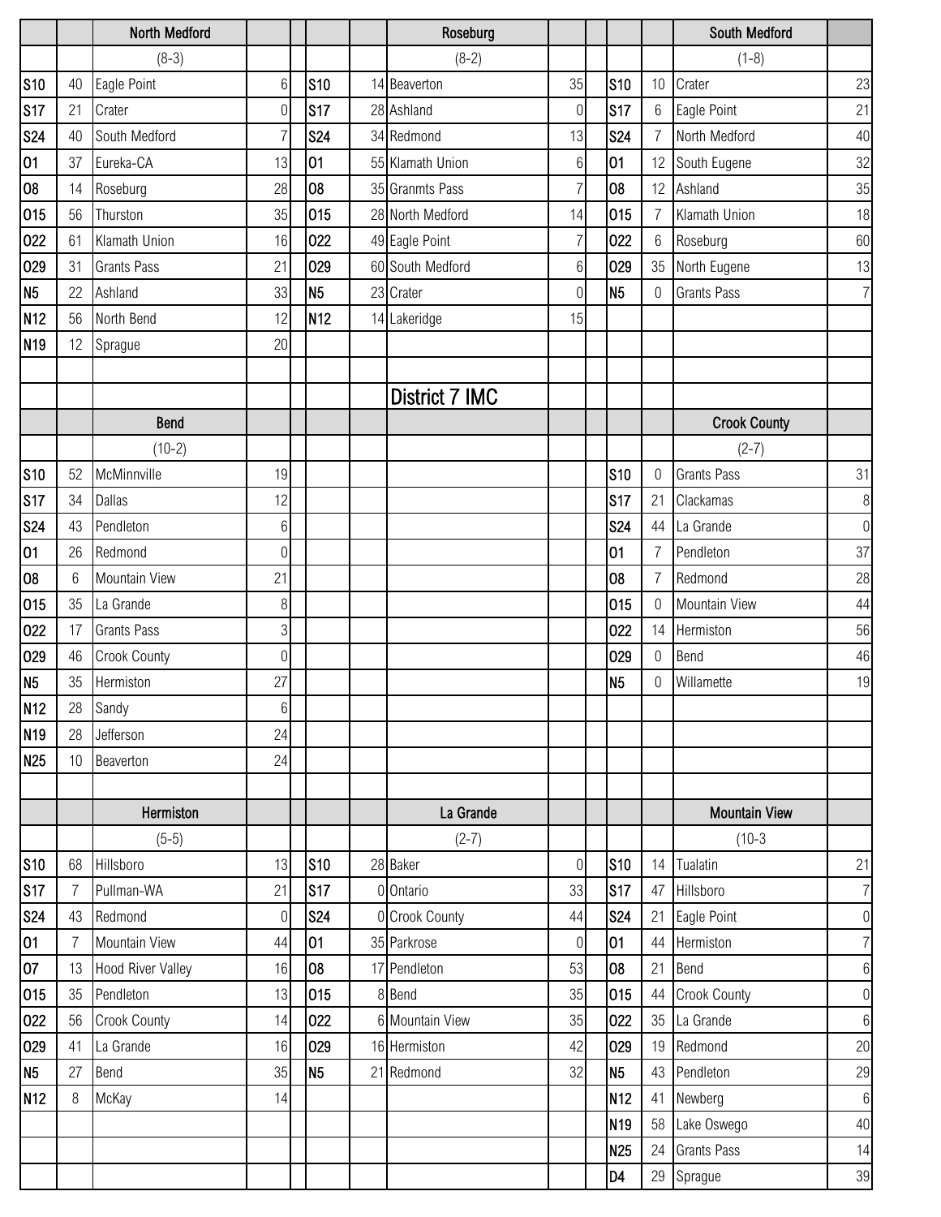## District 7 IMC

### North Medford (8-3)

| Date | Score | Opponent | Opp Score |
|---|---|---|---|
| S10 | 40 | Eagle Point | 6 |
| S17 | 21 | Crater | 0 |
| S24 | 40 | South Medford | 7 |
| O1 | 37 | Eureka-CA | 13 |
| O8 | 14 | Roseburg | 28 |
| O15 | 56 | Thurston | 35 |
| O22 | 61 | Klamath Union | 16 |
| O29 | 31 | Grants Pass | 21 |
| N5 | 22 | Ashland | 33 |
| N12 | 56 | North Bend | 12 |
| N19 | 12 | Sprague | 20 |

### Roseburg (8-2)

| Date | Score | Opponent | Opp Score |
|---|---|---|---|
| S10 | 14 | Beaverton | 35 |
| S17 | 28 | Ashland | 0 |
| S24 | 34 | Redmond | 13 |
| O1 | 55 | Klamath Union | 6 |
| O8 | 35 | Granmts Pass | 7 |
| O15 | 28 | North Medford | 14 |
| O22 | 49 | Eagle Point | 7 |
| O29 | 60 | South Medford | 6 |
| N5 | 23 | Crater | 0 |
| N12 | 14 | Lakeridge | 15 |

### South Medford (1-8)

| Date | Score | Opponent | Opp Score |
|---|---|---|---|
| S10 | 10 | Crater | 23 |
| S17 | 6 | Eagle Point | 21 |
| S24 | 7 | North Medford | 40 |
| O1 | 12 | South Eugene | 32 |
| O8 | 12 | Ashland | 35 |
| O15 | 7 | Klamath Union | 18 |
| O22 | 6 | Roseburg | 60 |
| O29 | 35 | North Eugene | 13 |
| N5 | 0 | Grants Pass | 7 |

### Bend (10-2)

| Date | Score | Opponent | Opp Score |
|---|---|---|---|
| S10 | 52 | McMinnville | 19 |
| S17 | 34 | Dallas | 12 |
| S24 | 43 | Pendleton | 6 |
| O1 | 26 | Redmond | 0 |
| O8 | 6 | Mountain View | 21 |
| O15 | 35 | La Grande | 8 |
| O22 | 17 | Grants Pass | 3 |
| O29 | 46 | Crook County | 0 |
| N5 | 35 | Hermiston | 27 |
| N12 | 28 | Sandy | 6 |
| N19 | 28 | Jefferson | 24 |
| N25 | 10 | Beaverton | 24 |

### Crook County (2-7)

| Date | Score | Opponent | Opp Score |
|---|---|---|---|
| S10 | 0 | Grants Pass | 31 |
| S17 | 21 | Clackamas | 8 |
| S24 | 44 | La Grande | 0 |
| O1 | 7 | Pendleton | 37 |
| O8 | 7 | Redmond | 28 |
| O15 | 0 | Mountain View | 44 |
| O22 | 14 | Hermiston | 56 |
| O29 | 0 | Bend | 46 |
| N5 | 0 | Willamette | 19 |

### Hermiston (5-5)

| Date | Score | Opponent | Opp Score |
|---|---|---|---|
| S10 | 68 | Hillsboro | 13 |
| S17 | 7 | Pullman-WA | 21 |
| S24 | 43 | Redmond | 0 |
| O1 | 7 | Mountain View | 44 |
| O7 | 13 | Hood River Valley | 16 |
| O15 | 35 | Pendleton | 13 |
| O22 | 56 | Crook County | 14 |
| O29 | 41 | La Grande | 16 |
| N5 | 27 | Bend | 35 |
| N12 | 8 | McKay | 14 |

### La Grande (2-7)

| Date | Score | Opponent | Opp Score |
|---|---|---|---|
| S10 | 28 | Baker | 0 |
| S17 | 0 | Ontario | 33 |
| S24 | 0 | Crook County | 44 |
| O1 | 35 | Parkrose | 0 |
| O8 | 17 | Pendleton | 53 |
| O15 | 8 | Bend | 35 |
| O22 | 6 | Mountain View | 35 |
| O29 | 16 | Hermiston | 42 |
| N5 | 21 | Redmond | 32 |

### Mountain View (10-3

| Date | Score | Opponent | Opp Score |
|---|---|---|---|
| S10 | 14 | Tualatin | 21 |
| S17 | 47 | Hillsboro | 7 |
| S24 | 21 | Eagle Point | 0 |
| O1 | 44 | Hermiston | 7 |
| O8 | 21 | Bend | 6 |
| O15 | 44 | Crook County | 0 |
| O22 | 35 | La Grande | 6 |
| O29 | 19 | Redmond | 20 |
| N5 | 43 | Pendleton | 29 |
| N12 | 41 | Newberg | 6 |
| N19 | 58 | Lake Oswego | 40 |
| N25 | 24 | Grants Pass | 14 |
| D4 | 29 | Sprague | 39 |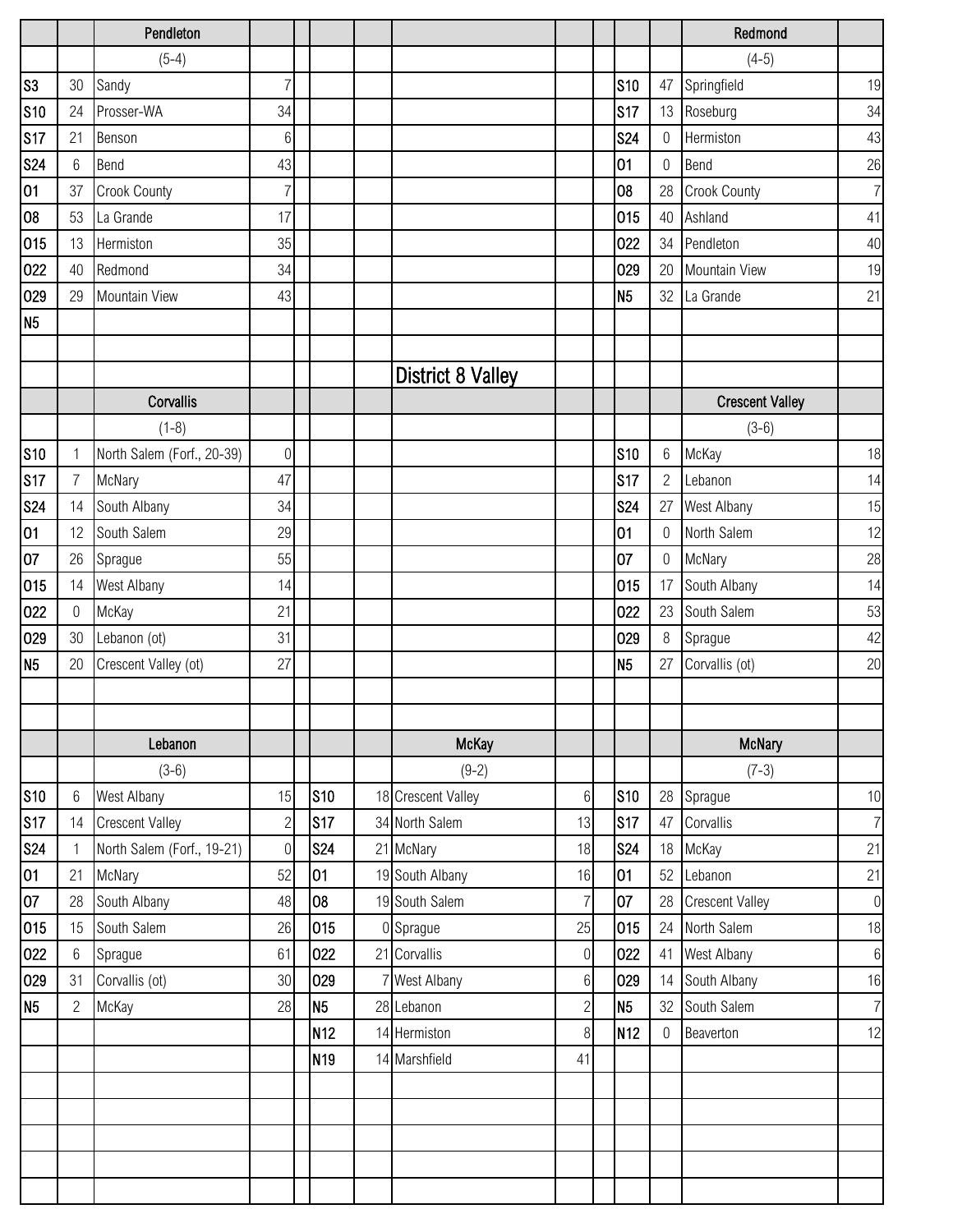## Pendleton

(5-4)

| Date | Score | Opponent | Opp |
|---|---|---|---|
| S3 | 30 | Sandy | 7 |
| S10 | 24 | Prosser-WA | 34 |
| S17 | 21 | Benson | 6 |
| S24 | 6 | Bend | 43 |
| O1 | 37 | Crook County | 7 |
| O8 | 53 | La Grande | 17 |
| O15 | 13 | Hermiston | 35 |
| O22 | 40 | Redmond | 34 |
| O29 | 29 | Mountain View | 43 |
| N5 | | | |

## Redmond

(4-5)

| Date | Score | Opponent | Opp |
|---|---|---|---|
| S10 | 47 | Springfield | 19 |
| S17 | 13 | Roseburg | 34 |
| S24 | 0 | Hermiston | 43 |
| O1 | 0 | Bend | 26 |
| O8 | 28 | Crook County | 7 |
| O15 | 40 | Ashland | 41 |
| O22 | 34 | Pendleton | 40 |
| O29 | 20 | Mountain View | 19 |
| N5 | 32 | La Grande | 21 |

# District 8 Valley

## Corvallis

(1-8)

| Date | Score | Opponent | Opp |
|---|---|---|---|
| S10 | 1 | North Salem (Forf., 20-39) | 0 |
| S17 | 7 | McNary | 47 |
| S24 | 14 | South Albany | 34 |
| O1 | 12 | South Salem | 29 |
| O7 | 26 | Sprague | 55 |
| O15 | 14 | West Albany | 14 |
| O22 | 0 | McKay | 21 |
| O29 | 30 | Lebanon (ot) | 31 |
| N5 | 20 | Crescent Valley (ot) | 27 |

## Crescent Valley

(3-6)

| Date | Score | Opponent | Opp |
|---|---|---|---|
| S10 | 6 | McKay | 18 |
| S17 | 2 | Lebanon | 14 |
| S24 | 27 | West Albany | 15 |
| O1 | 0 | North Salem | 12 |
| O7 | 0 | McNary | 28 |
| O15 | 17 | South Albany | 14 |
| O22 | 23 | South Salem | 53 |
| O29 | 8 | Sprague | 42 |
| N5 | 27 | Corvallis (ot) | 20 |

## Lebanon

(3-6)

| Date | Score | Opponent | Opp |
|---|---|---|---|
| S10 | 6 | West Albany | 15 |
| S17 | 14 | Crescent Valley | 2 |
| S24 | 1 | North Salem (Forf., 19-21) | 0 |
| O1 | 21 | McNary | 52 |
| O7 | 28 | South Albany | 48 |
| O15 | 15 | South Salem | 26 |
| O22 | 6 | Sprague | 61 |
| O29 | 31 | Corvallis (ot) | 30 |
| N5 | 2 | McKay | 28 |

## McKay

(9-2)

| Date | Score | Opponent | Opp |
|---|---|---|---|
| S10 | 18 | Crescent Valley | 6 |
| S17 | 34 | North Salem | 13 |
| S24 | 21 | McNary | 18 |
| O1 | 19 | South Albany | 16 |
| O8 | 19 | South Salem | 7 |
| O15 | 0 | Sprague | 25 |
| O22 | 21 | Corvallis | 0 |
| O29 | 7 | West Albany | 6 |
| N5 | 28 | Lebanon | 2 |
| N12 | 14 | Hermiston | 8 |
| N19 | 14 | Marshfield | 41 |

## McNary

(7-3)

| Date | Score | Opponent | Opp |
|---|---|---|---|
| S10 | 28 | Sprague | 10 |
| S17 | 47 | Corvallis | 7 |
| S24 | 18 | McKay | 21 |
| O1 | 52 | Lebanon | 21 |
| O7 | 28 | Crescent Valley | 0 |
| O15 | 24 | North Salem | 18 |
| O22 | 41 | West Albany | 6 |
| O29 | 14 | South Albany | 16 |
| N5 | 32 | South Salem | 7 |
| N12 | 0 | Beaverton | 12 |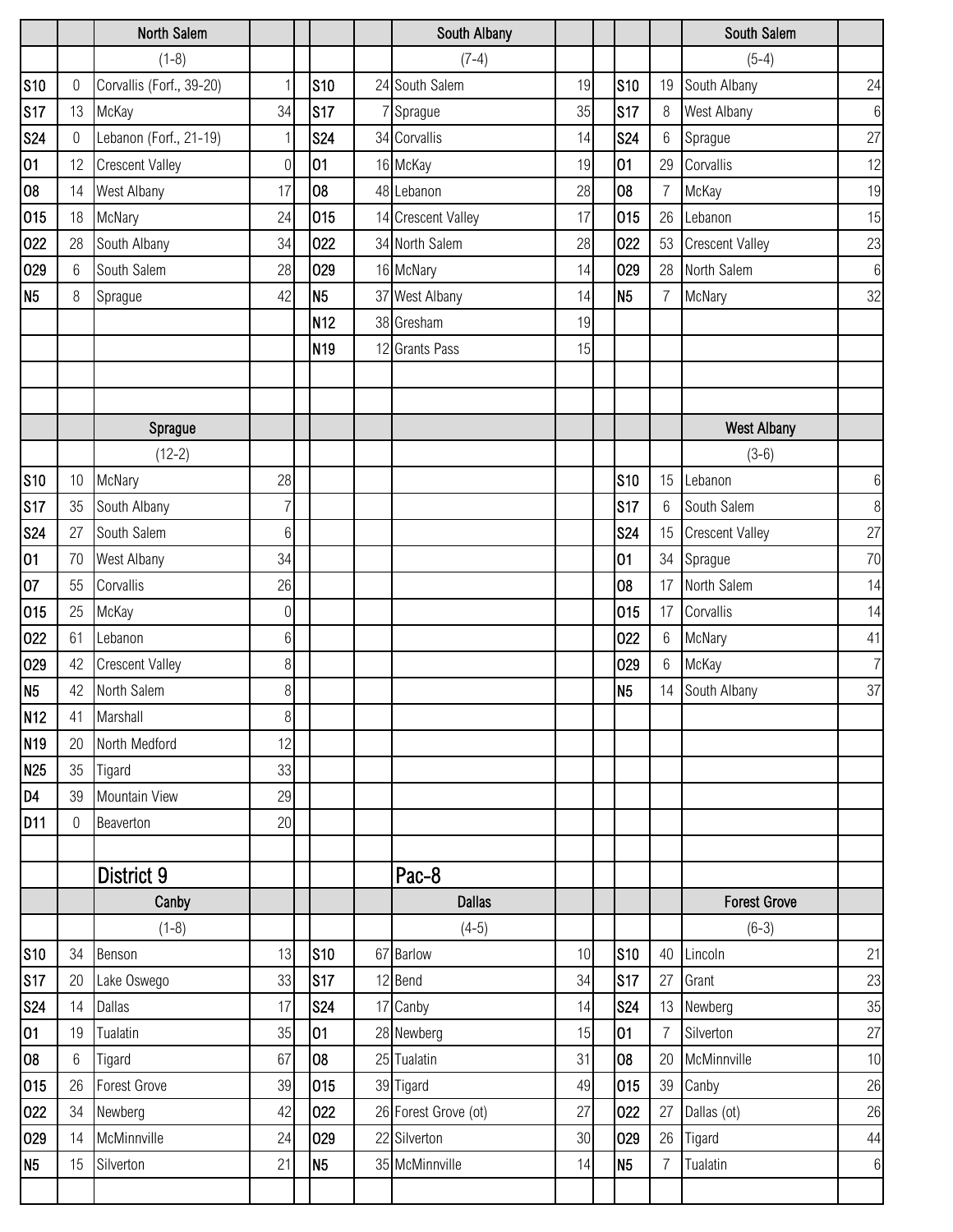## North Salem

(1-8)

| Date | Score | Opponent | Score |
|---|---|---|---|
| S10 | 0 | Corvallis (Forf., 39-20) | 1 |
| S17 | 13 | McKay | 34 |
| S24 | 0 | Lebanon (Forf., 21-19) | 1 |
| O1 | 12 | Crescent Valley | 0 |
| O8 | 14 | West Albany | 17 |
| O15 | 18 | McNary | 24 |
| O22 | 28 | South Albany | 34 |
| O29 | 6 | South Salem | 28 |
| N5 | 8 | Sprague | 42 |

## South Albany

(7-4)

| Date | Score | Opponent | Score |
|---|---|---|---|
| S10 | 24 | South Salem | 19 |
| S17 | 7 | Sprague | 35 |
| S24 | 34 | Corvallis | 14 |
| O1 | 16 | McKay | 19 |
| O8 | 48 | Lebanon | 28 |
| O15 | 14 | Crescent Valley | 17 |
| O22 | 34 | North Salem | 28 |
| O29 | 16 | McNary | 14 |
| N5 | 37 | West Albany | 14 |
| N12 | 38 | Gresham | 19 |
| N19 | 12 | Grants Pass | 15 |

## South Salem

(5-4)

| Date | Score | Opponent | Score |
|---|---|---|---|
| S10 | 19 | South Albany | 24 |
| S17 | 8 | West Albany | 6 |
| S24 | 6 | Sprague | 27 |
| O1 | 29 | Corvallis | 12 |
| O8 | 7 | McKay | 19 |
| O15 | 26 | Lebanon | 15 |
| O22 | 53 | Crescent Valley | 23 |
| O29 | 28 | North Salem | 6 |
| N5 | 7 | McNary | 32 |

## Sprague

(12-2)

| Date | Score | Opponent | Score |
|---|---|---|---|
| S10 | 10 | McNary | 28 |
| S17 | 35 | South Albany | 7 |
| S24 | 27 | South Salem | 6 |
| O1 | 70 | West Albany | 34 |
| O7 | 55 | Corvallis | 26 |
| O15 | 25 | McKay | 0 |
| O22 | 61 | Lebanon | 6 |
| O29 | 42 | Crescent Valley | 8 |
| N5 | 42 | North Salem | 8 |
| N12 | 41 | Marshall | 8 |
| N19 | 20 | North Medford | 12 |
| N25 | 35 | Tigard | 33 |
| D4 | 39 | Mountain View | 29 |
| D11 | 0 | Beaverton | 20 |

## West Albany

(3-6)

| Date | Score | Opponent | Score |
|---|---|---|---|
| S10 | 15 | Lebanon | 6 |
| S17 | 6 | South Salem | 8 |
| S24 | 15 | Crescent Valley | 27 |
| O1 | 34 | Sprague | 70 |
| O8 | 17 | North Salem | 14 |
| O15 | 17 | Corvallis | 14 |
| O22 | 6 | McNary | 41 |
| O29 | 6 | McKay | 7 |
| N5 | 14 | South Albany | 37 |

# District 9

# Pac-8

## Canby

(1-8)

| Date | Score | Opponent | Score |
|---|---|---|---|
| S10 | 34 | Benson | 13 |
| S17 | 20 | Lake Oswego | 33 |
| S24 | 14 | Dallas | 17 |
| O1 | 19 | Tualatin | 35 |
| O8 | 6 | Tigard | 67 |
| O15 | 26 | Forest Grove | 39 |
| O22 | 34 | Newberg | 42 |
| O29 | 14 | McMinnville | 24 |
| N5 | 15 | Silverton | 21 |

## Dallas

(4-5)

| Date | Score | Opponent | Score |
|---|---|---|---|
| S10 | 67 | Barlow | 10 |
| S17 | 12 | Bend | 34 |
| S24 | 17 | Canby | 14 |
| O1 | 28 | Newberg | 15 |
| O8 | 25 | Tualatin | 31 |
| O15 | 39 | Tigard | 49 |
| O22 | 26 | Forest Grove (ot) | 27 |
| O29 | 22 | Silverton | 30 |
| N5 | 35 | McMinnville | 14 |

## Forest Grove

(6-3)

| Date | Score | Opponent | Score |
|---|---|---|---|
| S10 | 40 | Lincoln | 21 |
| S17 | 27 | Grant | 23 |
| S24 | 13 | Newberg | 35 |
| O1 | 7 | Silverton | 27 |
| O8 | 20 | McMinnville | 10 |
| O15 | 39 | Canby | 26 |
| O22 | 27 | Dallas (ot) | 26 |
| O29 | 26 | Tigard | 44 |
| N5 | 7 | Tualatin | 6 |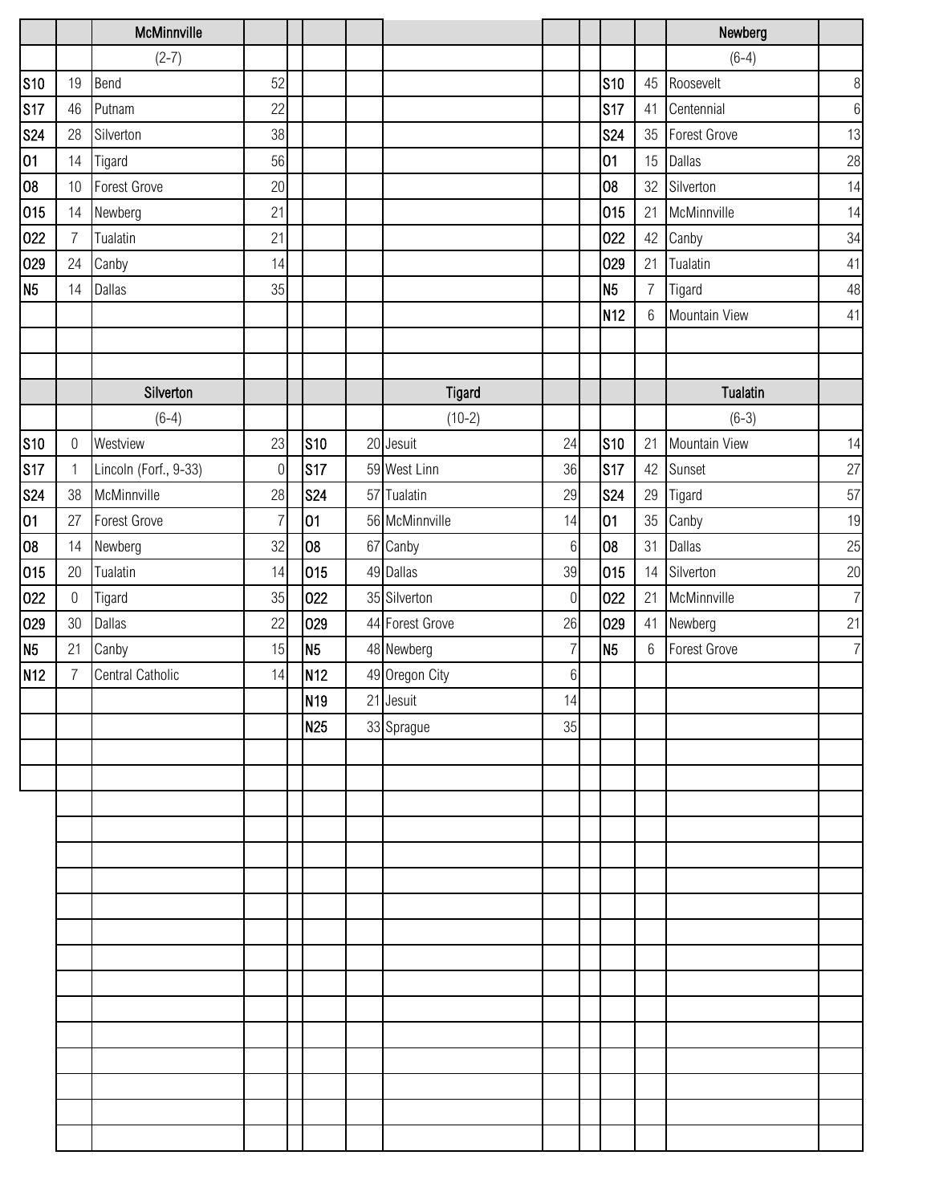## McMinnville

(2-7)

| Date | Score | Opponent | Opp. Score |
|---|---|---|---|
| S10 | 19 | Bend | 52 |
| S17 | 46 | Putnam | 22 |
| S24 | 28 | Silverton | 38 |
| O1 | 14 | Tigard | 56 |
| O8 | 10 | Forest Grove | 20 |
| O15 | 14 | Newberg | 21 |
| O22 | 7 | Tualatin | 21 |
| O29 | 24 | Canby | 14 |
| N5 | 14 | Dallas | 35 |

## Newberg

(6-4)

| Date | Score | Opponent | Opp. Score |
|---|---|---|---|
| S10 | 45 | Roosevelt | 8 |
| S17 | 41 | Centennial | 6 |
| S24 | 35 | Forest Grove | 13 |
| O1 | 15 | Dallas | 28 |
| O8 | 32 | Silverton | 14 |
| O15 | 21 | McMinnville | 14 |
| O22 | 42 | Canby | 34 |
| O29 | 21 | Tualatin | 41 |
| N5 | 7 | Tigard | 48 |
| N12 | 6 | Mountain View | 41 |

## Silverton

(6-4)

| Date | Score | Opponent | Opp. Score |
|---|---|---|---|
| S10 | 0 | Westview | 23 |
| S17 | 1 | Lincoln (Forf., 9-33) | 0 |
| S24 | 38 | McMinnville | 28 |
| O1 | 27 | Forest Grove | 7 |
| O8 | 14 | Newberg | 32 |
| O15 | 20 | Tualatin | 14 |
| O22 | 0 | Tigard | 35 |
| O29 | 30 | Dallas | 22 |
| N5 | 21 | Canby | 15 |
| N12 | 7 | Central Catholic | 14 |

## Tigard

(10-2)

| Date | Score | Opponent | Opp. Score |
|---|---|---|---|
| S10 | 20 | Jesuit | 24 |
| S17 | 59 | West Linn | 36 |
| S24 | 57 | Tualatin | 29 |
| O1 | 56 | McMinnville | 14 |
| O8 | 67 | Canby | 6 |
| O15 | 49 | Dallas | 39 |
| O22 | 35 | Silverton | 0 |
| O29 | 44 | Forest Grove | 26 |
| N5 | 48 | Newberg | 7 |
| N12 | 49 | Oregon City | 6 |
| N19 | 21 | Jesuit | 14 |
| N25 | 33 | Sprague | 35 |

## Tualatin

(6-3)

| Date | Score | Opponent | Opp. Score |
|---|---|---|---|
| S10 | 21 | Mountain View | 14 |
| S17 | 42 | Sunset | 27 |
| S24 | 29 | Tigard | 57 |
| O1 | 35 | Canby | 19 |
| O8 | 31 | Dallas | 25 |
| O15 | 14 | Silverton | 20 |
| O22 | 21 | McMinnville | 7 |
| O29 | 41 | Newberg | 21 |
| N5 | 6 | Forest Grove | 7 |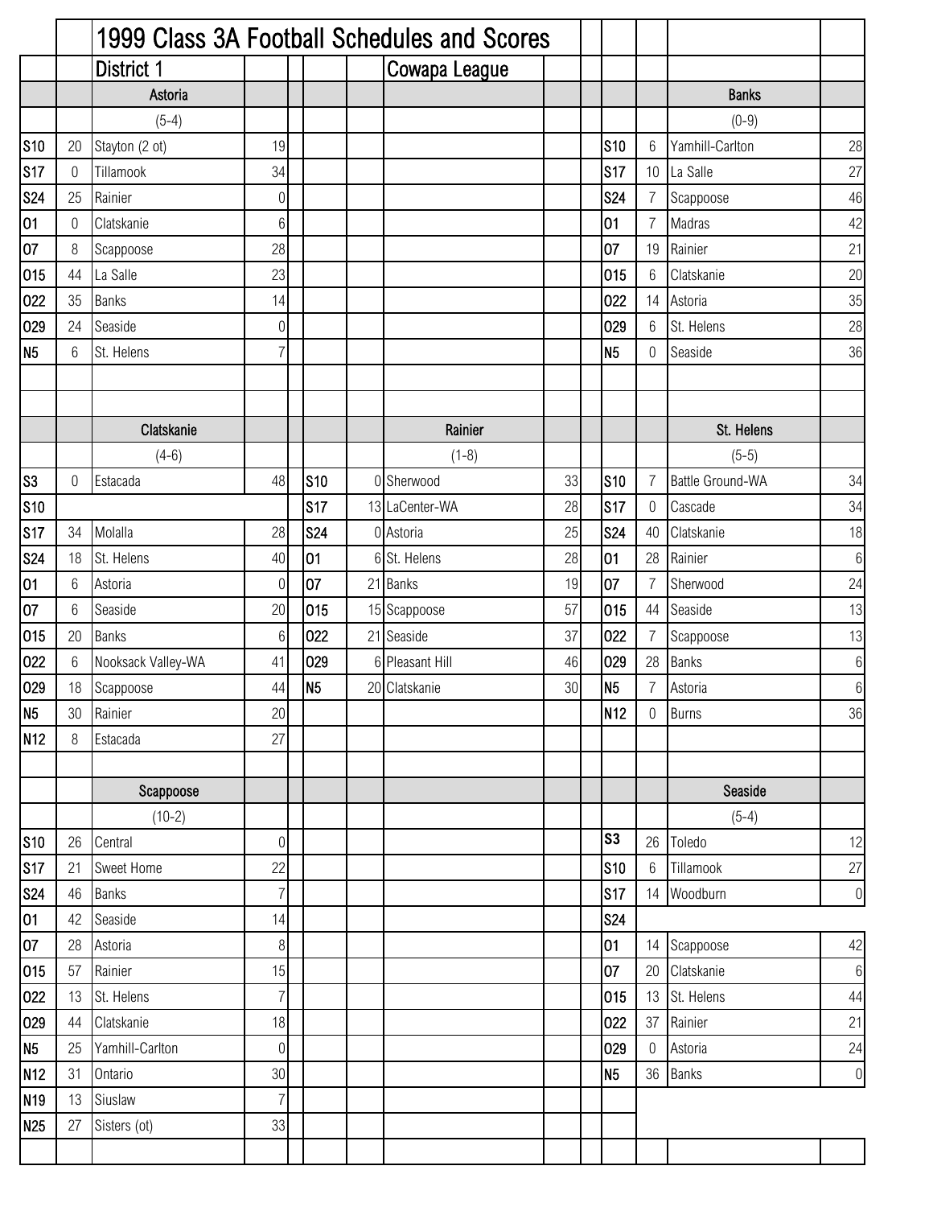# 1999 Class 3A Football Schedules and Scores

## District 1 — Cowapa League

### Astoria (5-4)

| Date | Score | Opponent | Opp. Score |
|---|---|---|---|
| S10 | 20 | Stayton (2 ot) | 19 |
| S17 | 0 | Tillamook | 34 |
| S24 | 25 | Rainier | 0 |
| O1 | 0 | Clatskanie | 6 |
| O7 | 8 | Scappoose | 28 |
| O15 | 44 | La Salle | 23 |
| O22 | 35 | Banks | 14 |
| O29 | 24 | Seaside | 0 |
| N5 | 6 | St. Helens | 7 |

### Banks (0-9)

| Date | Score | Opponent | Opp. Score |
|---|---|---|---|
| S10 | 6 | Yamhill-Carlton | 28 |
| S17 | 10 | La Salle | 27 |
| S24 | 7 | Scappoose | 46 |
| O1 | 7 | Madras | 42 |
| O7 | 19 | Rainier | 21 |
| O15 | 6 | Clatskanie | 20 |
| O22 | 14 | Astoria | 35 |
| O29 | 6 | St. Helens | 28 |
| N5 | 0 | Seaside | 36 |

### Clatskanie (4-6)

| Date | Score | Opponent | Opp. Score |
|---|---|---|---|
| S3 | 0 | Estacada | 48 |
| S10 | | | |
| S17 | 34 | Molalla | 28 |
| S24 | 18 | St. Helens | 40 |
| O1 | 6 | Astoria | 0 |
| O7 | 6 | Seaside | 20 |
| O15 | 20 | Banks | 6 |
| O22 | 6 | Nooksack Valley-WA | 41 |
| O29 | 18 | Scappoose | 44 |
| N5 | 30 | Rainier | 20 |
| N12 | 8 | Estacada | 27 |

### Rainier (1-8)

| Date | Score | Opponent | Opp. Score |
|---|---|---|---|
| S10 | 0 | Sherwood | 33 |
| S17 | 13 | LaCenter-WA | 28 |
| S24 | 0 | Astoria | 25 |
| O1 | 6 | St. Helens | 28 |
| O7 | 21 | Banks | 19 |
| O15 | 15 | Scappoose | 57 |
| O22 | 21 | Seaside | 37 |
| O29 | 6 | Pleasant Hill | 46 |
| N5 | 20 | Clatskanie | 30 |

### St. Helens (5-5)

| Date | Score | Opponent | Opp. Score |
|---|---|---|---|
| S10 | 7 | Battle Ground-WA | 34 |
| S17 | 0 | Cascade | 34 |
| S24 | 40 | Clatskanie | 18 |
| O1 | 28 | Rainier | 6 |
| O7 | 7 | Sherwood | 24 |
| O15 | 44 | Seaside | 13 |
| O22 | 7 | Scappoose | 13 |
| O29 | 28 | Banks | 6 |
| N5 | 7 | Astoria | 6 |
| N12 | 0 | Burns | 36 |

### Scappoose (10-2)

| Date | Score | Opponent | Opp. Score |
|---|---|---|---|
| S10 | 26 | Central | 0 |
| S17 | 21 | Sweet Home | 22 |
| S24 | 46 | Banks | 7 |
| O1 | 42 | Seaside | 14 |
| O7 | 28 | Astoria | 8 |
| O15 | 57 | Rainier | 15 |
| O22 | 13 | St. Helens | 7 |
| O29 | 44 | Clatskanie | 18 |
| N5 | 25 | Yamhill-Carlton | 0 |
| N12 | 31 | Ontario | 30 |
| N19 | 13 | Siuslaw | 7 |
| N25 | 27 | Sisters (ot) | 33 |

### Seaside (5-4)

| Date | Score | Opponent | Opp. Score |
|---|---|---|---|
| S3 | 26 | Toledo | 12 |
| S10 | 6 | Tillamook | 27 |
| S17 | 14 | Woodburn | 0 |
| S24 | | | |
| O1 | 14 | Scappoose | 42 |
| O7 | 20 | Clatskanie | 6 |
| O15 | 13 | St. Helens | 44 |
| O22 | 37 | Rainier | 21 |
| O29 | 0 | Astoria | 24 |
| N5 | 36 | Banks | 0 |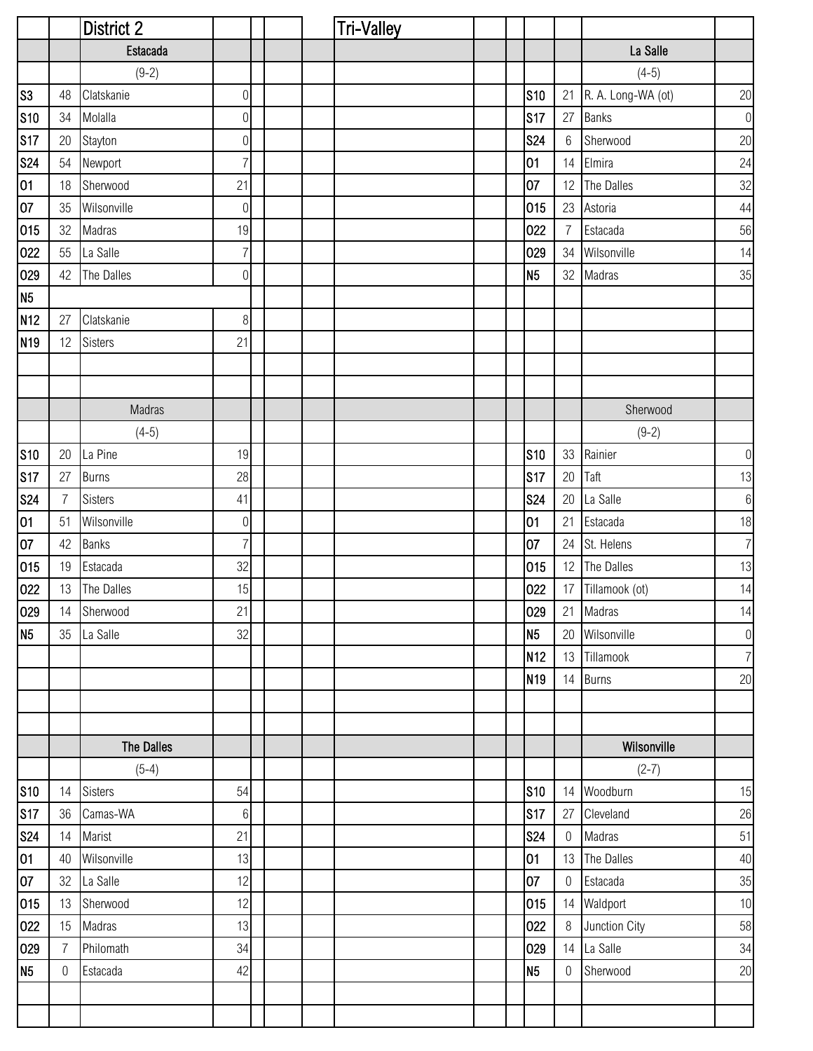## District 2

### Estacada

(9-2)

| Date | Score | Opponent | Opp Score |
|---|---|---|---|
| S3 | 48 | Clatskanie | 0 |
| S10 | 34 | Molalla | 0 |
| S17 | 20 | Stayton | 0 |
| S24 | 54 | Newport | 7 |
| O1 | 18 | Sherwood | 21 |
| O7 | 35 | Wilsonville | 0 |
| O15 | 32 | Madras | 19 |
| O22 | 55 | La Salle | 7 |
| O29 | 42 | The Dalles | 0 |
| N5 | | | |
| N12 | 27 | Clatskanie | 8 |
| N19 | 12 | Sisters | 21 |

### Madras

(4-5)

| Date | Score | Opponent | Opp Score |
|---|---|---|---|
| S10 | 20 | La Pine | 19 |
| S17 | 27 | Burns | 28 |
| S24 | 7 | Sisters | 41 |
| O1 | 51 | Wilsonville | 0 |
| O7 | 42 | Banks | 7 |
| O15 | 19 | Estacada | 32 |
| O22 | 13 | The Dalles | 15 |
| O29 | 14 | Sherwood | 21 |
| N5 | 35 | La Salle | 32 |

### The Dalles

(5-4)

| Date | Score | Opponent | Opp Score |
|---|---|---|---|
| S10 | 14 | Sisters | 54 |
| S17 | 36 | Camas-WA | 6 |
| S24 | 14 | Marist | 21 |
| O1 | 40 | Wilsonville | 13 |
| O7 | 32 | La Salle | 12 |
| O15 | 13 | Sherwood | 12 |
| O22 | 15 | Madras | 13 |
| O29 | 7 | Philomath | 34 |
| N5 | 0 | Estacada | 42 |

## Tri-Valley

### La Salle

(4-5)

| Date | Score | Opponent | Opp Score |
|---|---|---|---|
| S10 | 21 | R. A. Long-WA (ot) | 20 |
| S17 | 27 | Banks | 0 |
| S24 | 6 | Sherwood | 20 |
| O1 | 14 | Elmira | 24 |
| O7 | 12 | The Dalles | 32 |
| O15 | 23 | Astoria | 44 |
| O22 | 7 | Estacada | 56 |
| O29 | 34 | Wilsonville | 14 |
| N5 | 32 | Madras | 35 |

### Sherwood

(9-2)

| Date | Score | Opponent | Opp Score |
|---|---|---|---|
| S10 | 33 | Rainier | 0 |
| S17 | 20 | Taft | 13 |
| S24 | 20 | La Salle | 6 |
| O1 | 21 | Estacada | 18 |
| O7 | 24 | St. Helens | 7 |
| O15 | 12 | The Dalles | 13 |
| O22 | 17 | Tillamook (ot) | 14 |
| O29 | 21 | Madras | 14 |
| N5 | 20 | Wilsonville | 0 |
| N12 | 13 | Tillamook | 7 |
| N19 | 14 | Burns | 20 |

### Wilsonville

(2-7)

| Date | Score | Opponent | Opp Score |
|---|---|---|---|
| S10 | 14 | Woodburn | 15 |
| S17 | 27 | Cleveland | 26 |
| S24 | 0 | Madras | 51 |
| O1 | 13 | The Dalles | 40 |
| O7 | 0 | Estacada | 35 |
| O15 | 14 | Waldport | 10 |
| O22 | 8 | Junction City | 58 |
| O29 | 14 | La Salle | 34 |
| N5 | 0 | Sherwood | 20 |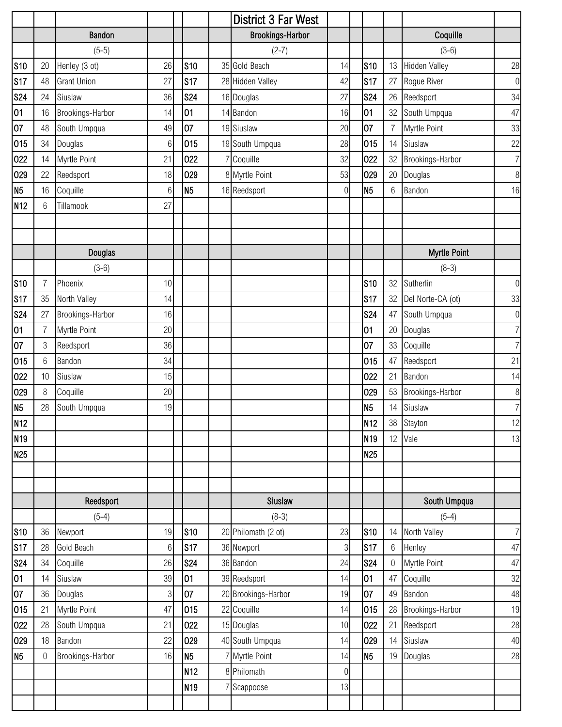# District 3 Far West

## Bandon

(5-5)

| Date | Score | Opponent | Opp |
|---|---|---|---|
| S10 | 20 | Henley (3 ot) | 26 |
| S17 | 48 | Grant Union | 27 |
| S24 | 24 | Siuslaw | 36 |
| O1 | 16 | Brookings-Harbor | 14 |
| O7 | 48 | South Umpqua | 49 |
| O15 | 34 | Douglas | 6 |
| O22 | 14 | Myrtle Point | 21 |
| O29 | 22 | Reedsport | 18 |
| N5 | 16 | Coquille | 6 |
| N12 | 6 | Tillamook | 27 |

## Brookings-Harbor

(2-7)

| Date | Score | Opponent | Opp |
|---|---|---|---|
| S10 | 35 | Gold Beach | 14 |
| S17 | 28 | Hidden Valley | 42 |
| S24 | 16 | Douglas | 27 |
| O1 | 14 | Bandon | 16 |
| O7 | 19 | Siuslaw | 20 |
| O15 | 19 | South Umpqua | 28 |
| O22 | 7 | Coquille | 32 |
| O29 | 8 | Myrtle Point | 53 |
| N5 | 16 | Reedsport | 0 |

## Coquille

(3-6)

| Date | Score | Opponent | Opp |
|---|---|---|---|
| S10 | 13 | Hidden Valley | 28 |
| S17 | 27 | Rogue River | 0 |
| S24 | 26 | Reedsport | 34 |
| O1 | 32 | South Umpqua | 47 |
| O7 | 7 | Myrtle Point | 33 |
| O15 | 14 | Siuslaw | 22 |
| O22 | 32 | Brookings-Harbor | 7 |
| O29 | 20 | Douglas | 8 |
| N5 | 6 | Bandon | 16 |

## Douglas

(3-6)

| Date | Score | Opponent | Opp |
|---|---|---|---|
| S10 | 7 | Phoenix | 10 |
| S17 | 35 | North Valley | 14 |
| S24 | 27 | Brookings-Harbor | 16 |
| O1 | 7 | Myrtle Point | 20 |
| O7 | 3 | Reedsport | 36 |
| O15 | 6 | Bandon | 34 |
| O22 | 10 | Siuslaw | 15 |
| O29 | 8 | Coquille | 20 |
| N5 | 28 | South Umpqua | 19 |
| N12 | | | |
| N19 | | | |
| N25 | | | |

## Myrtle Point

(8-3)

| Date | Score | Opponent | Opp |
|---|---|---|---|
| S10 | 32 | Sutherlin | 0 |
| S17 | 32 | Del Norte-CA (ot) | 33 |
| S24 | 47 | South Umpqua | 0 |
| O1 | 20 | Douglas | 7 |
| O7 | 33 | Coquille | 7 |
| O15 | 47 | Reedsport | 21 |
| O22 | 21 | Bandon | 14 |
| O29 | 53 | Brookings-Harbor | 8 |
| N5 | 14 | Siuslaw | 7 |
| N12 | 38 | Stayton | 12 |
| N19 | 12 | Vale | 13 |
| N25 | | | |

## Reedsport

(5-4)

| Date | Score | Opponent | Opp |
|---|---|---|---|
| S10 | 36 | Newport | 19 |
| S17 | 28 | Gold Beach | 6 |
| S24 | 34 | Coquille | 26 |
| O1 | 14 | Siuslaw | 39 |
| O7 | 36 | Douglas | 3 |
| O15 | 21 | Myrtle Point | 47 |
| O22 | 28 | South Umpqua | 21 |
| O29 | 18 | Bandon | 22 |
| N5 | 0 | Brookings-Harbor | 16 |

## Siuslaw

(8-3)

| Date | Score | Opponent | Opp |
|---|---|---|---|
| S10 | 20 | Philomath (2 ot) | 23 |
| S17 | 36 | Newport | 3 |
| S24 | 36 | Bandon | 24 |
| O1 | 39 | Reedsport | 14 |
| O7 | 20 | Brookings-Harbor | 19 |
| O15 | 22 | Coquille | 14 |
| O22 | 15 | Douglas | 10 |
| O29 | 40 | South Umpqua | 14 |
| N5 | 7 | Myrtle Point | 14 |
| N12 | 8 | Philomath | 0 |
| N19 | 7 | Scappoose | 13 |

## South Umpqua

(5-4)

| Date | Score | Opponent | Opp |
|---|---|---|---|
| S10 | 14 | North Valley | 7 |
| S17 | 6 | Henley | 47 |
| S24 | 0 | Myrtle Point | 47 |
| O1 | 47 | Coquille | 32 |
| O7 | 49 | Bandon | 48 |
| O15 | 28 | Brookings-Harbor | 19 |
| O22 | 21 | Reedsport | 28 |
| O29 | 14 | Siuslaw | 40 |
| N5 | 19 | Douglas | 28 |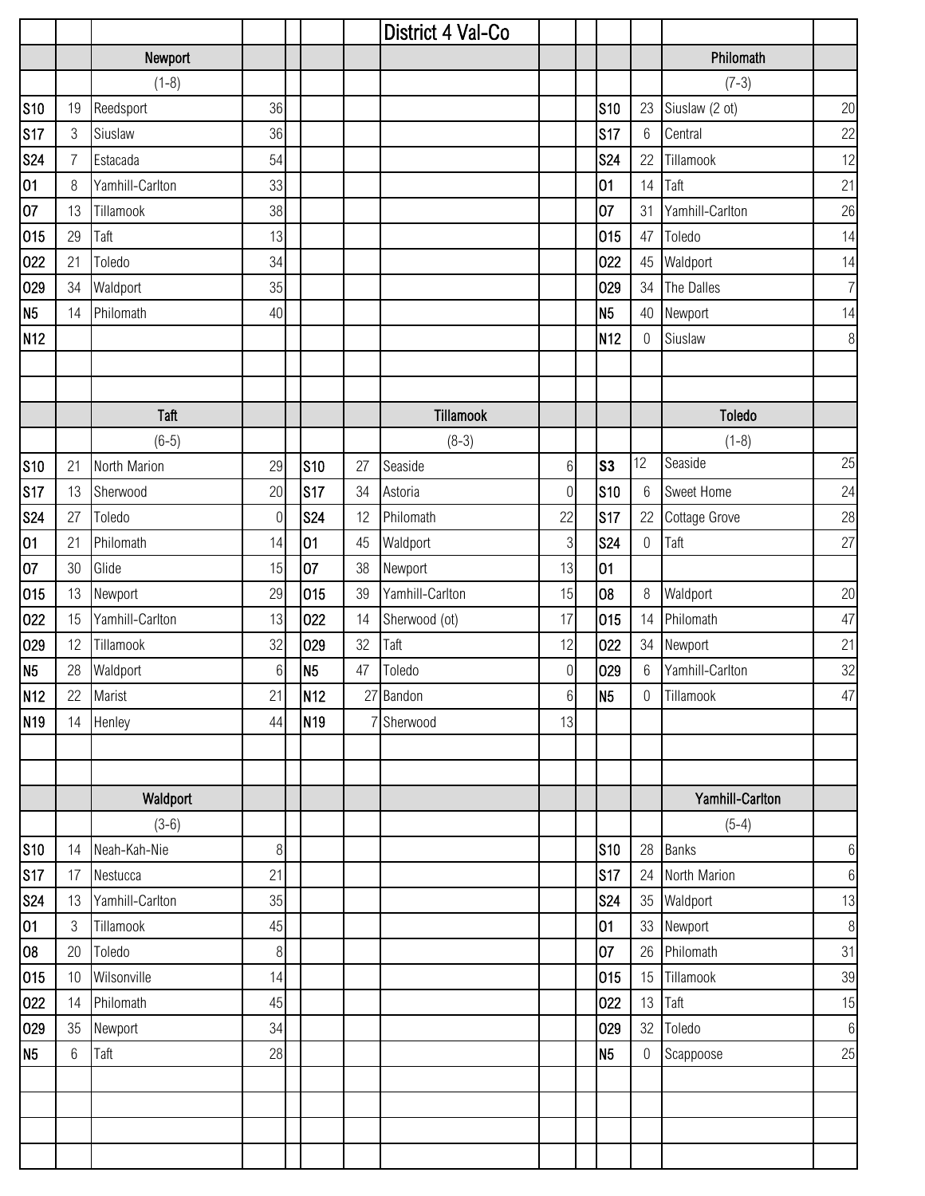# District 4 Val-Co

## Newport

(1-8)

| Date | Score | Opponent | Opp Score |
|---|---|---|---|
| S10 | 19 | Reedsport | 36 |
| S17 | 3 | Siuslaw | 36 |
| S24 | 7 | Estacada | 54 |
| O1 | 8 | Yamhill-Carlton | 33 |
| O7 | 13 | Tillamook | 38 |
| O15 | 29 | Taft | 13 |
| O22 | 21 | Toledo | 34 |
| O29 | 34 | Waldport | 35 |
| N5 | 14 | Philomath | 40 |
| N12 | | | |

## Philomath

(7-3)

| Date | Score | Opponent | Opp Score |
|---|---|---|---|
| S10 | 23 | Siuslaw (2 ot) | 20 |
| S17 | 6 | Central | 22 |
| S24 | 22 | Tillamook | 12 |
| O1 | 14 | Taft | 21 |
| O7 | 31 | Yamhill-Carlton | 26 |
| O15 | 47 | Toledo | 14 |
| O22 | 45 | Waldport | 14 |
| O29 | 34 | The Dalles | 7 |
| N5 | 40 | Newport | 14 |
| N12 | 0 | Siuslaw | 8 |

## Taft

(6-5)

| Date | Score | Opponent | Opp Score |
|---|---|---|---|
| S10 | 21 | North Marion | 29 |
| S17 | 13 | Sherwood | 20 |
| S24 | 27 | Toledo | 0 |
| O1 | 21 | Philomath | 14 |
| O7 | 30 | Glide | 15 |
| O15 | 13 | Newport | 29 |
| O22 | 15 | Yamhill-Carlton | 13 |
| O29 | 12 | Tillamook | 32 |
| N5 | 28 | Waldport | 6 |
| N12 | 22 | Marist | 21 |
| N19 | 14 | Henley | 44 |

## Tillamook

(8-3)

| Date | Score | Opponent | Opp Score |
|---|---|---|---|
| S10 | 27 | Seaside | 6 |
| S17 | 34 | Astoria | 0 |
| S24 | 12 | Philomath | 22 |
| O1 | 45 | Waldport | 3 |
| O7 | 38 | Newport | 13 |
| O15 | 39 | Yamhill-Carlton | 15 |
| O22 | 14 | Sherwood (ot) | 17 |
| O29 | 32 | Taft | 12 |
| N5 | 47 | Toledo | 0 |
| N12 | 27 | Bandon | 6 |
| N19 | 7 | Sherwood | 13 |

## Toledo

(1-8)

| Date | Score | Opponent | Opp Score |
|---|---|---|---|
| S3 | 12 | Seaside | 25 |
| S10 | 6 | Sweet Home | 24 |
| S17 | 22 | Cottage Grove | 28 |
| S24 | 0 | Taft | 27 |
| O1 | | | |
| O8 | 8 | Waldport | 20 |
| O15 | 14 | Philomath | 47 |
| O22 | 34 | Newport | 21 |
| O29 | 6 | Yamhill-Carlton | 32 |
| N5 | 0 | Tillamook | 47 |

## Waldport

(3-6)

| Date | Score | Opponent | Opp Score |
|---|---|---|---|
| S10 | 14 | Neah-Kah-Nie | 8 |
| S17 | 17 | Nestucca | 21 |
| S24 | 13 | Yamhill-Carlton | 35 |
| O1 | 3 | Tillamook | 45 |
| O8 | 20 | Toledo | 8 |
| O15 | 10 | Wilsonville | 14 |
| O22 | 14 | Philomath | 45 |
| O29 | 35 | Newport | 34 |
| N5 | 6 | Taft | 28 |

## Yamhill-Carlton

(5-4)

| Date | Score | Opponent | Opp Score |
|---|---|---|---|
| S10 | 28 | Banks | 6 |
| S17 | 24 | North Marion | 6 |
| S24 | 35 | Waldport | 13 |
| O1 | 33 | Newport | 8 |
| O7 | 26 | Philomath | 31 |
| O15 | 15 | Tillamook | 39 |
| O22 | 13 | Taft | 15 |
| O29 | 32 | Toledo | 6 |
| N5 | 0 | Scappoose | 25 |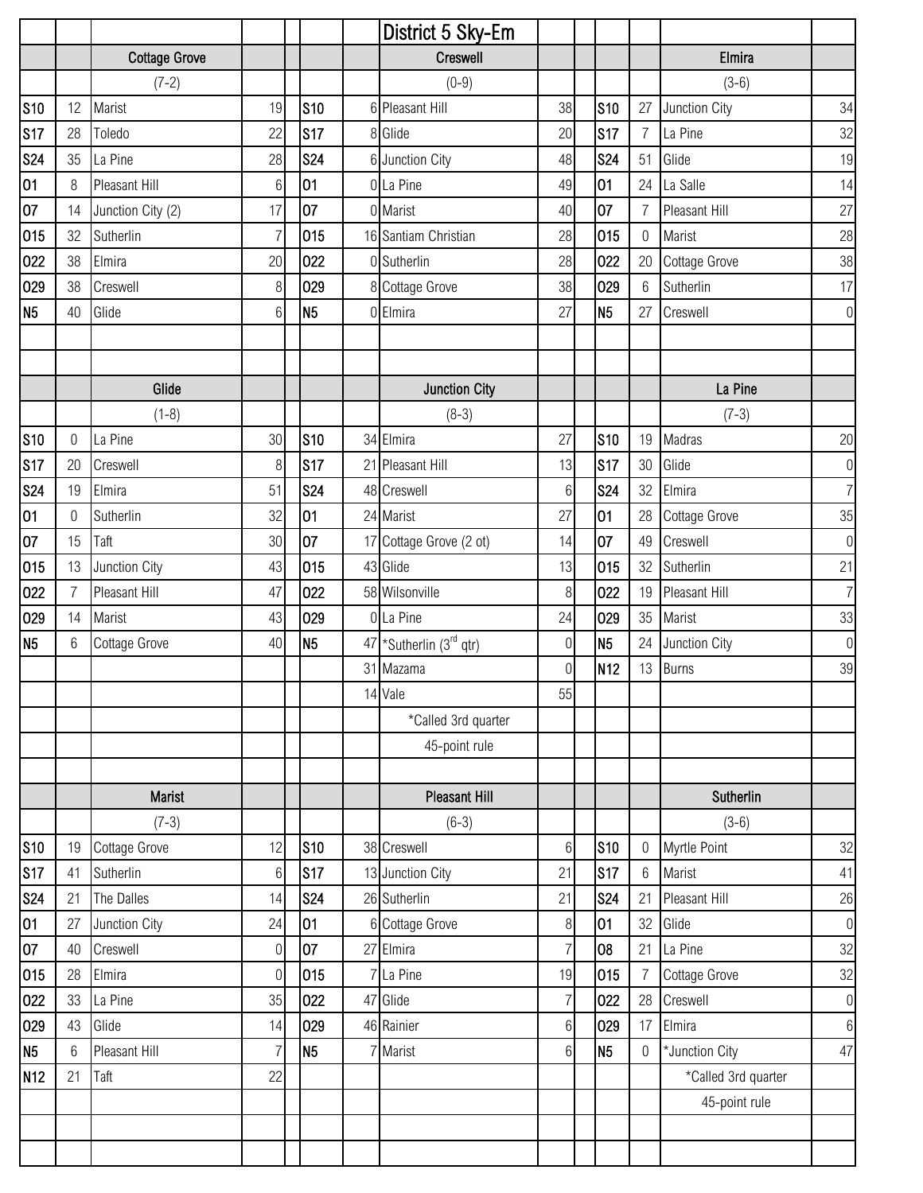# District 5 Sky-Em

## Cottage Grove

(7-2)

| Date | CG | Opponent | Opp |
|---|---|---|---|
| S10 | 12 | Marist | 19 |
| S17 | 28 | Toledo | 22 |
| S24 | 35 | La Pine | 28 |
| O1 | 8 | Pleasant Hill | 6 |
| O7 | 14 | Junction City (2) | 17 |
| O15 | 32 | Sutherlin | 7 |
| O22 | 38 | Elmira | 20 |
| O29 | 38 | Creswell | 8 |
| N5 | 40 | Glide | 6 |

## Creswell

(0-9)

| Date | Cres | Opponent | Opp |
|---|---|---|---|
| S10 | 6 | Pleasant Hill | 38 |
| S17 | 8 | Glide | 20 |
| S24 | 6 | Junction City | 48 |
| O1 | 0 | La Pine | 49 |
| O7 | 0 | Marist | 40 |
| O15 | 16 | Santiam Christian | 28 |
| O22 | 0 | Sutherlin | 28 |
| O29 | 8 | Cottage Grove | 38 |
| N5 | 0 | Elmira | 27 |

## Elmira

(3-6)

| Date | Elm | Opponent | Opp |
|---|---|---|---|
| S10 | 27 | Junction City | 34 |
| S17 | 7 | La Pine | 32 |
| S24 | 51 | Glide | 19 |
| O1 | 24 | La Salle | 14 |
| O7 | 7 | Pleasant Hill | 27 |
| O15 | 0 | Marist | 28 |
| O22 | 20 | Cottage Grove | 38 |
| O29 | 6 | Sutherlin | 17 |
| N5 | 27 | Creswell | 0 |

## Glide

(1-8)

| Date | Glide | Opponent | Opp |
|---|---|---|---|
| S10 | 0 | La Pine | 30 |
| S17 | 20 | Creswell | 8 |
| S24 | 19 | Elmira | 51 |
| O1 | 0 | Sutherlin | 32 |
| O7 | 15 | Taft | 30 |
| O15 | 13 | Junction City | 43 |
| O22 | 7 | Pleasant Hill | 47 |
| O29 | 14 | Marist | 43 |
| N5 | 6 | Cottage Grove | 40 |

## Junction City

(8-3)

| Date | JC | Opponent | Opp |
|---|---|---|---|
| S10 | 34 | Elmira | 27 |
| S17 | 21 | Pleasant Hill | 13 |
| S24 | 48 | Creswell | 6 |
| O1 | 24 | Marist | 27 |
| O7 | 17 | Cottage Grove (2 ot) | 14 |
| O15 | 43 | Glide | 13 |
| O22 | 58 | Wilsonville | 8 |
| O29 | 0 | La Pine | 24 |
| N5 | 47 | *Sutherlin (3rd qtr) | 0 |
| | 31 | Mazama | 0 |
| | 14 | Vale | 55 |

*Called 3rd quarter
45-point rule

## La Pine

(7-3)

| Date | LP | Opponent | Opp |
|---|---|---|---|
| S10 | 19 | Madras | 20 |
| S17 | 30 | Glide | 0 |
| S24 | 32 | Elmira | 7 |
| O1 | 28 | Cottage Grove | 35 |
| O7 | 49 | Creswell | 0 |
| O15 | 32 | Sutherlin | 21 |
| O22 | 19 | Pleasant Hill | 7 |
| O29 | 35 | Marist | 33 |
| N5 | 24 | Junction City | 0 |
| N12 | 13 | Burns | 39 |

## Marist

(7-3)

| Date | Mar | Opponent | Opp |
|---|---|---|---|
| S10 | 19 | Cottage Grove | 12 |
| S17 | 41 | Sutherlin | 6 |
| S24 | 21 | The Dalles | 14 |
| O1 | 27 | Junction City | 24 |
| O7 | 40 | Creswell | 0 |
| O15 | 28 | Elmira | 0 |
| O22 | 33 | La Pine | 35 |
| O29 | 43 | Glide | 14 |
| N5 | 6 | Pleasant Hill | 7 |
| N12 | 21 | Taft | 22 |

## Pleasant Hill

(6-3)

| Date | PH | Opponent | Opp |
|---|---|---|---|
| S10 | 38 | Creswell | 6 |
| S17 | 13 | Junction City | 21 |
| S24 | 26 | Sutherlin | 21 |
| O1 | 6 | Cottage Grove | 8 |
| O7 | 27 | Elmira | 7 |
| O15 | 7 | La Pine | 19 |
| O22 | 47 | Glide | 7 |
| O29 | 46 | Rainier | 6 |
| N5 | 7 | Marist | 6 |

## Sutherlin

(3-6)

| Date | Suth | Opponent | Opp |
|---|---|---|---|
| S10 | 0 | Myrtle Point | 32 |
| S17 | 6 | Marist | 41 |
| S24 | 21 | Pleasant Hill | 26 |
| O1 | 32 | Glide | 0 |
| O8 | 21 | La Pine | 32 |
| O15 | 7 | Cottage Grove | 32 |
| O22 | 28 | Creswell | 0 |
| O29 | 17 | Elmira | 6 |
| N5 | 0 | *Junction City | 47 |

*Called 3rd quarter
45-point rule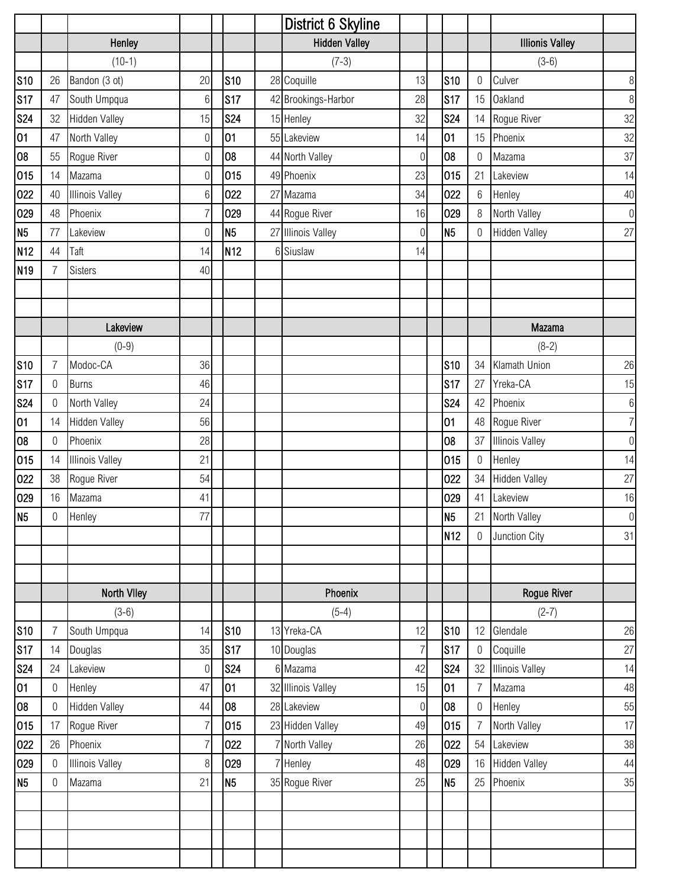# District 6 Skyline

### Henley

(10-1)

| Date | Score | Opponent | Opp |
|---|---|---|---|
| S10 | 26 | Bandon (3 ot) | 20 |
| S17 | 47 | South Umpqua | 6 |
| S24 | 32 | Hidden Valley | 15 |
| O1 | 47 | North Valley | 0 |
| O8 | 55 | Rogue River | 0 |
| O15 | 14 | Mazama | 0 |
| O22 | 40 | Illinois Valley | 6 |
| O29 | 48 | Phoenix | 7 |
| N5 | 77 | Lakeview | 0 |
| N12 | 44 | Taft | 14 |
| N19 | 7 | Sisters | 40 |

### Hidden Valley

(7-3)

| Date | Score | Opponent | Opp |
|---|---|---|---|
| S10 | 28 | Coquille | 13 |
| S17 | 42 | Brookings-Harbor | 28 |
| S24 | 15 | Henley | 32 |
| O1 | 55 | Lakeview | 14 |
| O8 | 44 | North Valley | 0 |
| O15 | 49 | Phoenix | 23 |
| O22 | 27 | Mazama | 34 |
| O29 | 44 | Rogue River | 16 |
| N5 | 27 | Illinois Valley | 0 |
| N12 | 6 | Siuslaw | 14 |

### Illonis Valley

(3-6)

| Date | Score | Opponent | Opp |
|---|---|---|---|
| S10 | 0 | Culver | 8 |
| S17 | 15 | Oakland | 8 |
| S24 | 14 | Rogue River | 32 |
| O1 | 15 | Phoenix | 32 |
| O8 | 0 | Mazama | 37 |
| O15 | 21 | Lakeview | 14 |
| O22 | 6 | Henley | 40 |
| O29 | 8 | North Valley | 0 |
| N5 | 0 | Hidden Valley | 27 |

### Lakeview

(0-9)

| Date | Score | Opponent | Opp |
|---|---|---|---|
| S10 | 7 | Modoc-CA | 36 |
| S17 | 0 | Burns | 46 |
| S24 | 0 | North Valley | 24 |
| O1 | 14 | Hidden Valley | 56 |
| O8 | 0 | Phoenix | 28 |
| O15 | 14 | Illinois Valley | 21 |
| O22 | 38 | Rogue River | 54 |
| O29 | 16 | Mazama | 41 |
| N5 | 0 | Henley | 77 |

### Mazama

(8-2)

| Date | Score | Opponent | Opp |
|---|---|---|---|
| S10 | 34 | Klamath Union | 26 |
| S17 | 27 | Yreka-CA | 15 |
| S24 | 42 | Phoenix | 6 |
| O1 | 48 | Rogue River | 7 |
| O8 | 37 | Illinois Valley | 0 |
| O15 | 0 | Henley | 14 |
| O22 | 34 | Hidden Valley | 27 |
| O29 | 41 | Lakeview | 16 |
| N5 | 21 | North Valley | 0 |
| N12 | 0 | Junction City | 31 |

### North Vlley

(3-6)

| Date | Score | Opponent | Opp |
|---|---|---|---|
| S10 | 7 | South Umpqua | 14 |
| S17 | 14 | Douglas | 35 |
| S24 | 24 | Lakeview | 0 |
| O1 | 0 | Henley | 47 |
| O8 | 0 | Hidden Valley | 44 |
| O15 | 17 | Rogue River | 7 |
| O22 | 26 | Phoenix | 7 |
| O29 | 0 | Illinois Valley | 8 |
| N5 | 0 | Mazama | 21 |

### Phoenix

(5-4)

| Date | Score | Opponent | Opp |
|---|---|---|---|
| S10 | 13 | Yreka-CA | 12 |
| S17 | 10 | Douglas | 7 |
| S24 | 6 | Mazama | 42 |
| O1 | 32 | Illinois Valley | 15 |
| O8 | 28 | Lakeview | 0 |
| O15 | 23 | Hidden Valley | 49 |
| O22 | 7 | North Valley | 26 |
| O29 | 7 | Henley | 48 |
| N5 | 35 | Rogue River | 25 |

### Rogue River

(2-7)

| Date | Score | Opponent | Opp |
|---|---|---|---|
| S10 | 12 | Glendale | 26 |
| S17 | 0 | Coquille | 27 |
| S24 | 32 | Illinois Valley | 14 |
| O1 | 7 | Mazama | 48 |
| O8 | 0 | Henley | 55 |
| O15 | 7 | North Valley | 17 |
| O22 | 54 | Lakeview | 38 |
| O29 | 16 | Hidden Valley | 44 |
| N5 | 25 | Phoenix | 35 |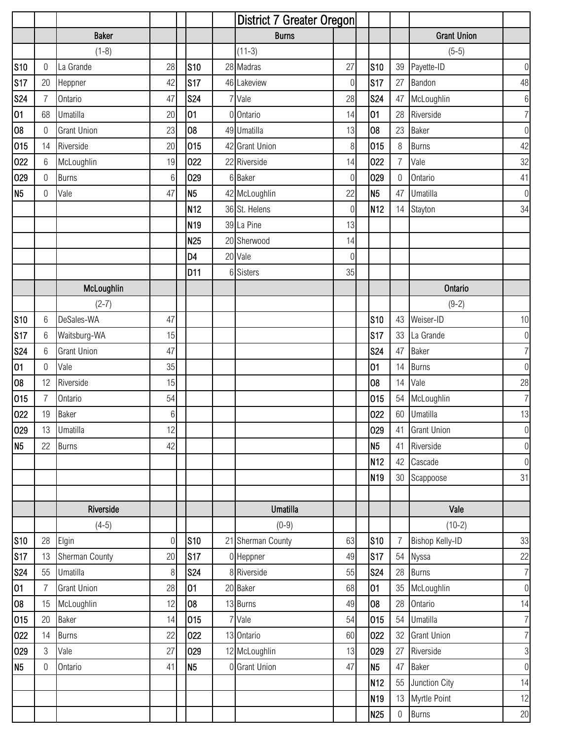# District 7 Greater Oregon

## Baker

(1-8)

| Date | Score | Opponent | Opp. Score |
|---|---|---|---|
| S10 | 0 | La Grande | 28 |
| S17 | 20 | Heppner | 42 |
| S24 | 7 | Ontario | 47 |
| O1 | 68 | Umatilla | 20 |
| O8 | 0 | Grant Union | 23 |
| O15 | 14 | Riverside | 20 |
| O22 | 6 | McLoughlin | 19 |
| O29 | 0 | Burns | 6 |
| N5 | 0 | Vale | 47 |

## Burns

(11-3)

| Date | Score | Opponent | Opp. Score |
|---|---|---|---|
| S10 | 28 | Madras | 27 |
| S17 | 46 | Lakeview | 0 |
| S24 | 7 | Vale | 28 |
| O1 | 0 | Ontario | 14 |
| O8 | 49 | Umatilla | 13 |
| O15 | 42 | Grant Union | 8 |
| O22 | 22 | Riverside | 14 |
| O29 | 6 | Baker | 0 |
| N5 | 42 | McLoughlin | 22 |
| N12 | 36 | St. Helens | 0 |
| N19 | 39 | La Pine | 13 |
| N25 | 20 | Sherwood | 14 |
| D4 | 20 | Vale | 0 |
| D11 | 6 | Sisters | 35 |

## Grant Union

(5-5)

| Date | Score | Opponent | Opp. Score |
|---|---|---|---|
| S10 | 39 | Payette-ID | 0 |
| S17 | 27 | Bandon | 48 |
| S24 | 47 | McLoughlin | 6 |
| O1 | 28 | Riverside | 7 |
| O8 | 23 | Baker | 0 |
| O15 | 8 | Burns | 42 |
| O22 | 7 | Vale | 32 |
| O29 | 0 | Ontario | 41 |
| N5 | 47 | Umatilla | 0 |
| N12 | 14 | Stayton | 34 |

## McLoughlin

(2-7)

| Date | Score | Opponent | Opp. Score |
|---|---|---|---|
| S10 | 6 | DeSales-WA | 47 |
| S17 | 6 | Waitsburg-WA | 15 |
| S24 | 6 | Grant Union | 47 |
| O1 | 0 | Vale | 35 |
| O8 | 12 | Riverside | 15 |
| O15 | 7 | Ontario | 54 |
| O22 | 19 | Baker | 6 |
| O29 | 13 | Umatilla | 12 |
| N5 | 22 | Burns | 42 |

## Ontario

(9-2)

| Date | Score | Opponent | Opp. Score |
|---|---|---|---|
| S10 | 43 | Weiser-ID | 10 |
| S17 | 33 | La Grande | 0 |
| S24 | 47 | Baker | 7 |
| O1 | 14 | Burns | 0 |
| O8 | 14 | Vale | 28 |
| O15 | 54 | McLoughlin | 7 |
| O22 | 60 | Umatilla | 13 |
| O29 | 41 | Grant Union | 0 |
| N5 | 41 | Riverside | 0 |
| N12 | 42 | Cascade | 0 |
| N19 | 30 | Scappoose | 31 |

## Riverside

(4-5)

| Date | Score | Opponent | Opp. Score |
|---|---|---|---|
| S10 | 28 | Elgin | 0 |
| S17 | 13 | Sherman County | 20 |
| S24 | 55 | Umatilla | 8 |
| O1 | 7 | Grant Union | 28 |
| O8 | 15 | McLoughlin | 12 |
| O15 | 20 | Baker | 14 |
| O22 | 14 | Burns | 22 |
| O29 | 3 | Vale | 27 |
| N5 | 0 | Ontario | 41 |

## Umatilla

(0-9)

| Date | Score | Opponent | Opp. Score |
|---|---|---|---|
| S10 | 21 | Sherman County | 63 |
| S17 | 0 | Heppner | 49 |
| S24 | 8 | Riverside | 55 |
| O1 | 20 | Baker | 68 |
| O8 | 13 | Burns | 49 |
| O15 | 7 | Vale | 54 |
| O22 | 13 | Ontario | 60 |
| O29 | 12 | McLoughlin | 13 |
| N5 | 0 | Grant Union | 47 |

## Vale

(10-2)

| Date | Score | Opponent | Opp. Score |
|---|---|---|---|
| S10 | 7 | Bishop Kelly-ID | 33 |
| S17 | 54 | Nyssa | 22 |
| S24 | 28 | Burns | 7 |
| O1 | 35 | McLoughlin | 0 |
| O8 | 28 | Ontario | 14 |
| O15 | 54 | Umatilla | 7 |
| O22 | 32 | Grant Union | 7 |
| O29 | 27 | Riverside | 3 |
| N5 | 47 | Baker | 0 |
| N12 | 55 | Junction City | 14 |
| N19 | 13 | Myrtle Point | 12 |
| N25 | 0 | Burns | 20 |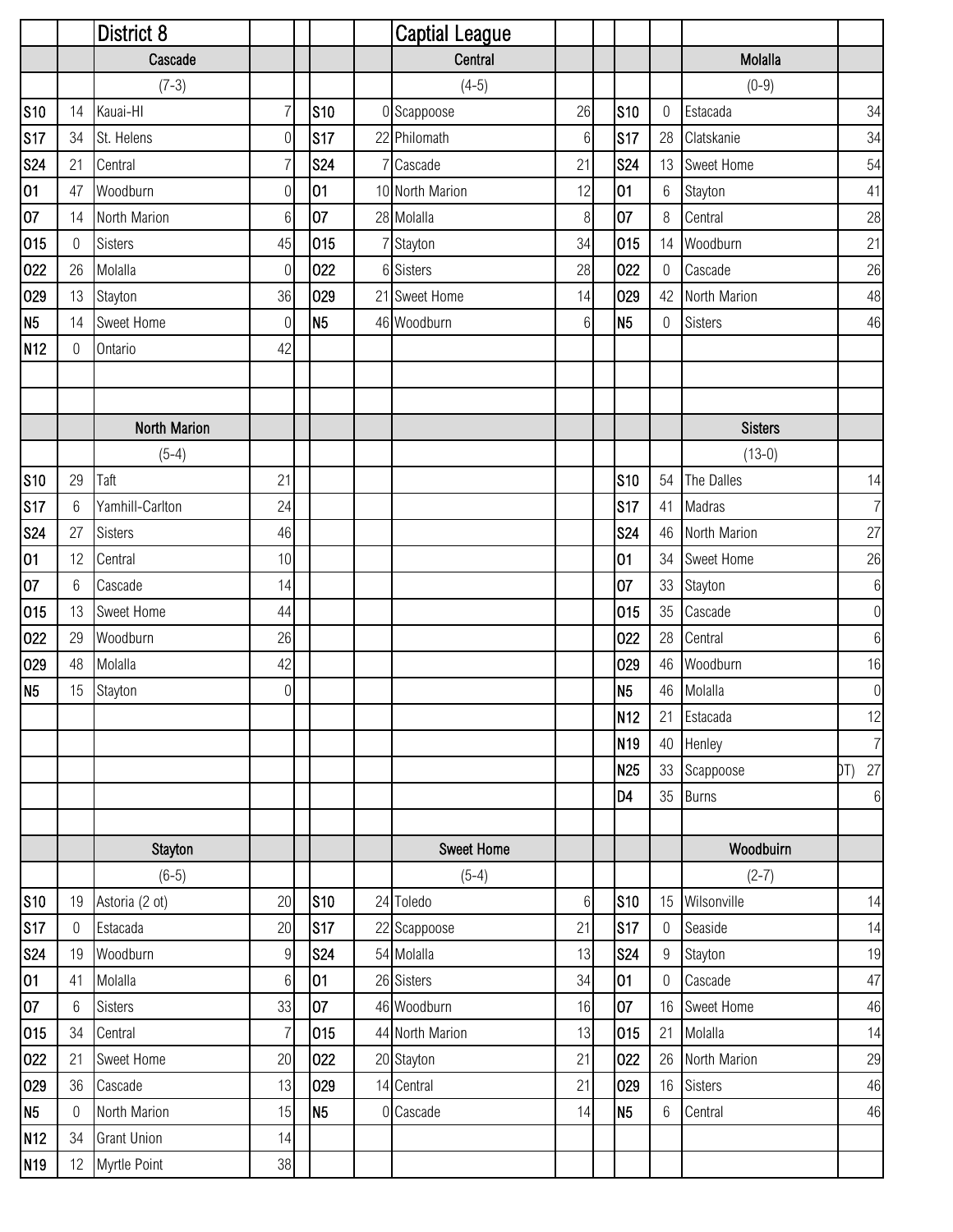# District 8

## Captial League

| | | Cascade | |
|---|---|---|---|
| | | (7-3) | |
| S10 | 14 | Kauai-HI | 7 |
| S17 | 34 | St. Helens | 0 |
| S24 | 21 | Central | 7 |
| O1 | 47 | Woodburn | 0 |
| O7 | 14 | North Marion | 6 |
| O15 | 0 | Sisters | 45 |
| O22 | 26 | Molalla | 0 |
| O29 | 13 | Stayton | 36 |
| N5 | 14 | Sweet Home | 0 |
| N12 | 0 | Ontario | 42 |

| | | Central | |
|---|---|---|---|
| | | (4-5) | |
| S10 | 0 | Scappoose | 26 |
| S17 | 22 | Philomath | 6 |
| S24 | 7 | Cascade | 21 |
| O1 | 10 | North Marion | 12 |
| O7 | 28 | Molalla | 8 |
| O15 | 7 | Stayton | 34 |
| O22 | 6 | Sisters | 28 |
| O29 | 21 | Sweet Home | 14 |
| N5 | 46 | Woodburn | 6 |

| | | Molalla | |
|---|---|---|---|
| | | (0-9) | |
| S10 | 0 | Estacada | 34 |
| S17 | 28 | Clatskanie | 34 |
| S24 | 13 | Sweet Home | 54 |
| O1 | 6 | Stayton | 41 |
| O7 | 8 | Central | 28 |
| O15 | 14 | Woodburn | 21 |
| O22 | 0 | Cascade | 26 |
| O29 | 42 | North Marion | 48 |
| N5 | 0 | Sisters | 46 |

| | | North Marion | |
|---|---|---|---|
| | | (5-4) | |
| S10 | 29 | Taft | 21 |
| S17 | 6 | Yamhill-Carlton | 24 |
| S24 | 27 | Sisters | 46 |
| O1 | 12 | Central | 10 |
| O7 | 6 | Cascade | 14 |
| O15 | 13 | Sweet Home | 44 |
| O22 | 29 | Woodburn | 26 |
| O29 | 48 | Molalla | 42 |
| N5 | 15 | Stayton | 0 |

| | | Sisters | |
|---|---|---|---|
| | | (13-0) | |
| S10 | 54 | The Dalles | 14 |
| S17 | 41 | Madras | 7 |
| S24 | 46 | North Marion | 27 |
| O1 | 34 | Sweet Home | 26 |
| O7 | 33 | Stayton | 6 |
| O15 | 35 | Cascade | 0 |
| O22 | 28 | Central | 6 |
| O29 | 46 | Woodburn | 16 |
| N5 | 46 | Molalla | 0 |
| N12 | 21 | Estacada | 12 |
| N19 | 40 | Henley | 7 |
| N25 | 33 | Scappoose | (OT) 27 |
| D4 | 35 | Burns | 6 |

| | | Stayton | |
|---|---|---|---|
| | | (6-5) | |
| S10 | 19 | Astoria (2 ot) | 20 |
| S17 | 0 | Estacada | 20 |
| S24 | 19 | Woodburn | 9 |
| O1 | 41 | Molalla | 6 |
| O7 | 6 | Sisters | 33 |
| O15 | 34 | Central | 7 |
| O22 | 21 | Sweet Home | 20 |
| O29 | 36 | Cascade | 13 |
| N5 | 0 | North Marion | 15 |
| N12 | 34 | Grant Union | 14 |
| N19 | 12 | Myrtle Point | 38 |

| | | Sweet Home | |
|---|---|---|---|
| | | (5-4) | |
| S10 | 24 | Toledo | 6 |
| S17 | 22 | Scappoose | 21 |
| S24 | 54 | Molalla | 13 |
| O1 | 26 | Sisters | 34 |
| O7 | 46 | Woodburn | 16 |
| O15 | 44 | North Marion | 13 |
| O22 | 20 | Stayton | 21 |
| O29 | 14 | Central | 21 |
| N5 | 0 | Cascade | 14 |

| | | Woodbuirn | |
|---|---|---|---|
| | | (2-7) | |
| S10 | 15 | Wilsonville | 14 |
| S17 | 0 | Seaside | 14 |
| S24 | 9 | Stayton | 19 |
| O1 | 0 | Cascade | 47 |
| O7 | 16 | Sweet Home | 46 |
| O15 | 21 | Molalla | 14 |
| O22 | 26 | North Marion | 29 |
| O29 | 16 | Sisters | 46 |
| N5 | 6 | Central | 46 |